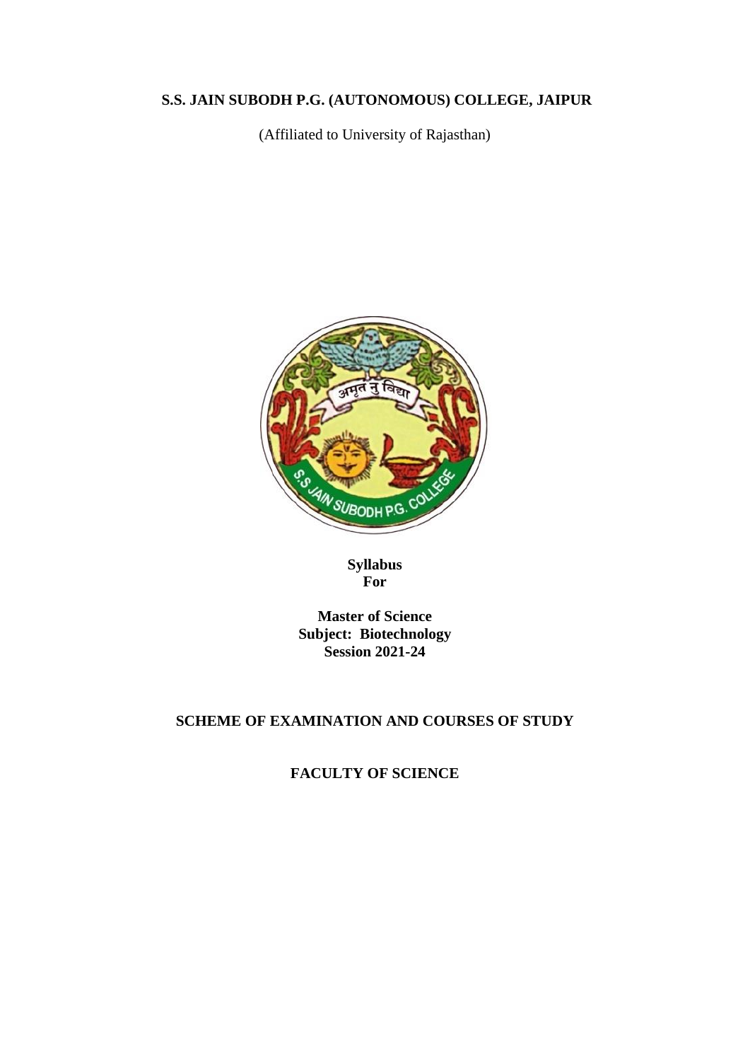# S.S. JAIN SUBODH P.G. (AUTONOMOUS) COLLEGE, JAIPUR

(Affiliated to University of Rajasthan)

**Syllabus**
**For**

**Master of Science**
**Subject: Biotechnology**
**Session 2021-24**

## SCHEME OF EXAMINATION AND COURSES OF STUDY

## FACULTY OF SCIENCE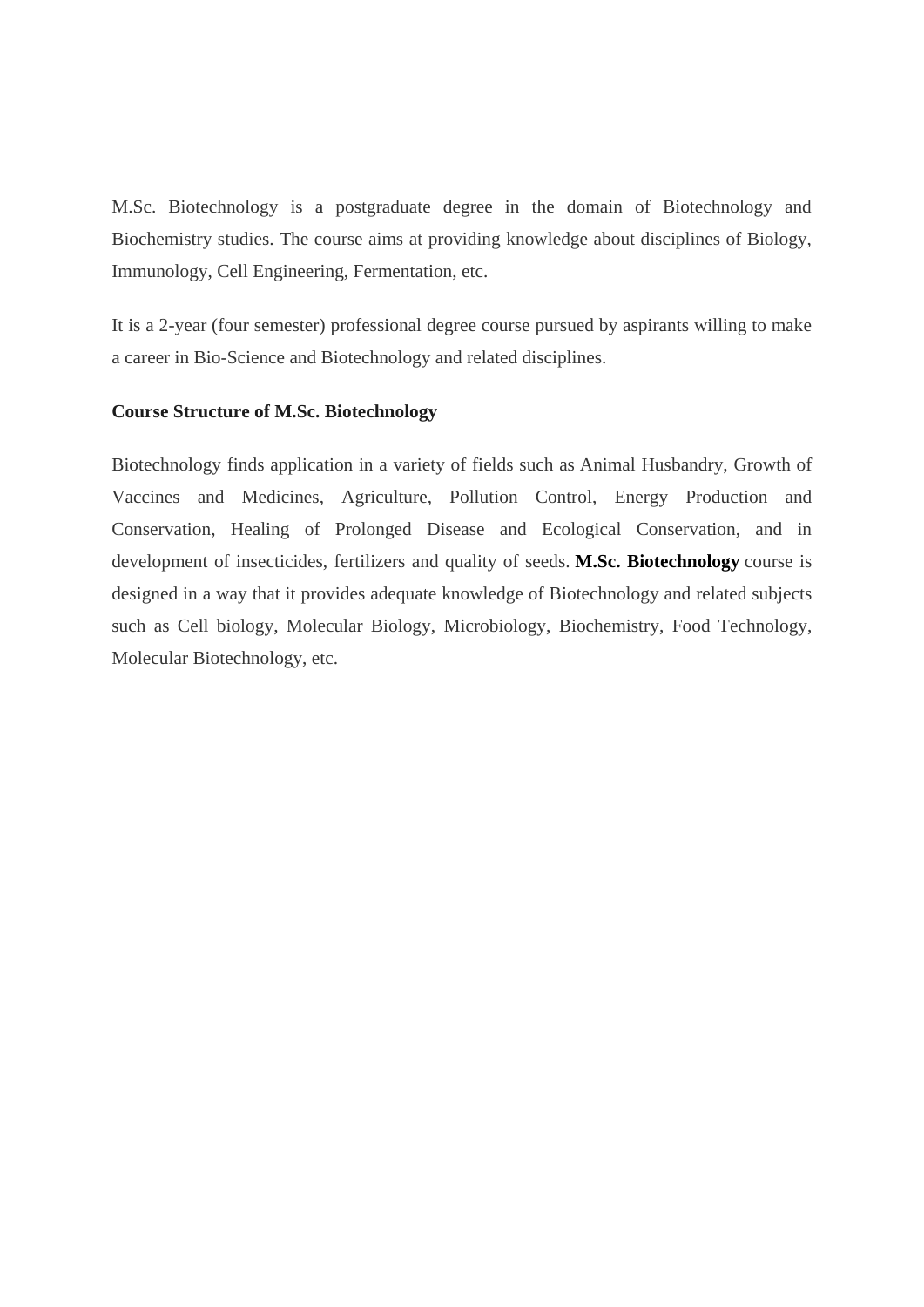M.Sc. Biotechnology is a postgraduate degree in the domain of Biotechnology and Biochemistry studies. The course aims at providing knowledge about disciplines of Biology, Immunology, Cell Engineering, Fermentation, etc.

It is a 2-year (four semester) professional degree course pursued by aspirants willing to make a career in Bio-Science and Biotechnology and related disciplines.

**Course Structure of M.Sc. Biotechnology**

Biotechnology finds application in a variety of fields such as Animal Husbandry, Growth of Vaccines and Medicines, Agriculture, Pollution Control, Energy Production and Conservation, Healing of Prolonged Disease and Ecological Conservation, and in development of insecticides, fertilizers and quality of seeds. **M.Sc. Biotechnology** course is designed in a way that it provides adequate knowledge of Biotechnology and related subjects such as Cell biology, Molecular Biology, Microbiology, Biochemistry, Food Technology, Molecular Biotechnology, etc.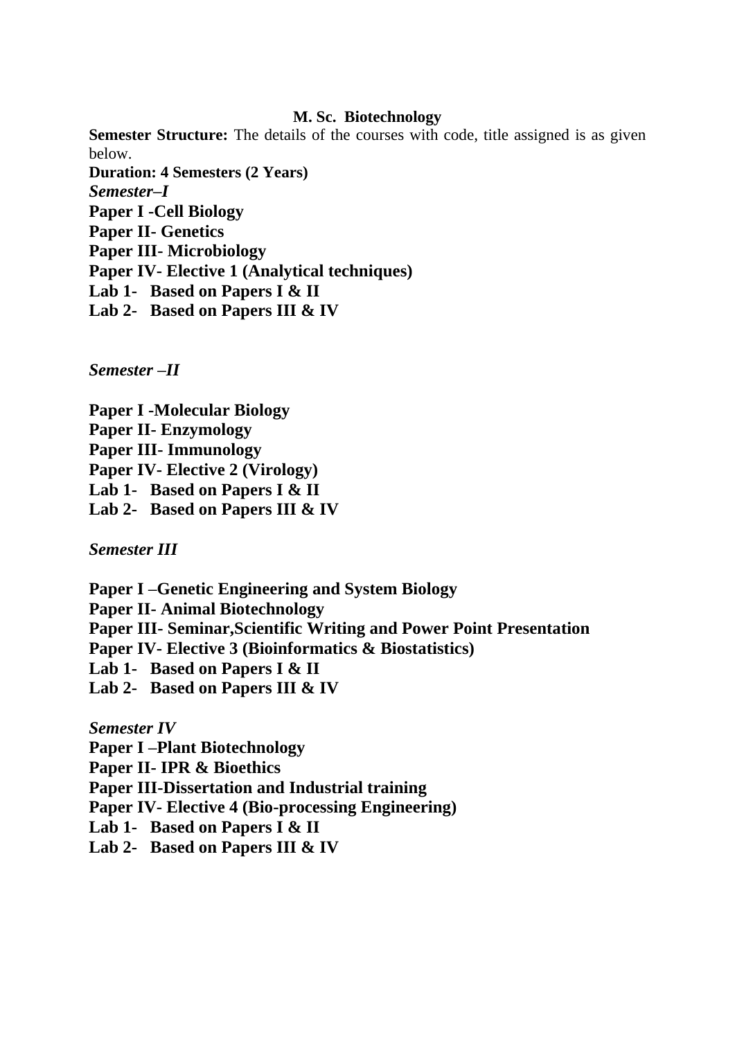# M. Sc. Biotechnology

**Semester Structure:** The details of the courses with code, title assigned is as given below.

**Duration: 4 Semesters (2 Years)**

***Semester–I***

**Paper I -Cell Biology**
**Paper II- Genetics**
**Paper III- Microbiology**
**Paper IV- Elective 1 (Analytical techniques)**
**Lab 1- Based on Papers I & II**
**Lab 2- Based on Papers III & IV**

***Semester –II***

**Paper I -Molecular Biology**
**Paper II- Enzymology**
**Paper III- Immunology**
**Paper IV- Elective 2 (Virology)**
**Lab 1- Based on Papers I & II**
**Lab 2- Based on Papers III & IV**

***Semester III***

**Paper I –Genetic Engineering and System Biology**
**Paper II- Animal Biotechnology**
**Paper III- Seminar,Scientific Writing and Power Point Presentation**
**Paper IV- Elective 3 (Bioinformatics & Biostatistics)**
**Lab 1- Based on Papers I & II**
**Lab 2- Based on Papers III & IV**

***Semester IV***

**Paper I –Plant Biotechnology**
**Paper II- IPR & Bioethics**
**Paper III-Dissertation and Industrial training**
**Paper IV- Elective 4 (Bio-processing Engineering)**
**Lab 1- Based on Papers I & II**
**Lab 2- Based on Papers III & IV**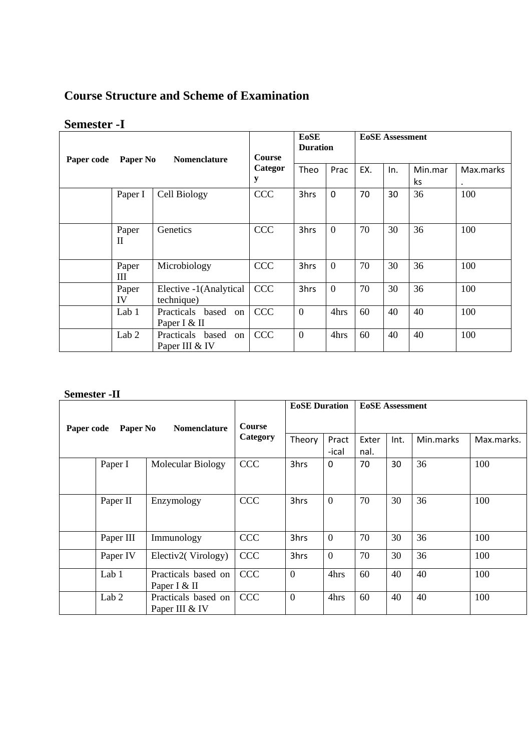# Course Structure and Scheme of Examination

## Semester -I

| Paper code | Paper No | Nomenclature | Course Category | EoSE Duration | | EoSE Assessment | | | |
|---|---|---|---|---|---|---|---|---|---|
| | | | | Theo | Prac | EX. | In. | Min.marks | Max.marks. |
| | Paper I | Cell Biology | CCC | 3hrs | 0 | 70 | 30 | 36 | 100 |
| | Paper II | Genetics | CCC | 3hrs | 0 | 70 | 30 | 36 | 100 |
| | Paper III | Microbiology | CCC | 3hrs | 0 | 70 | 30 | 36 | 100 |
| | Paper IV | Elective -1(Analytical technique) | CCC | 3hrs | 0 | 70 | 30 | 36 | 100 |
| | Lab 1 | Practicals based on Paper I & II | CCC | 0 | 4hrs | 60 | 40 | 40 | 100 |
| | Lab 2 | Practicals based on Paper III & IV | CCC | 0 | 4hrs | 60 | 40 | 40 | 100 |

## Semester -II

| Paper code | Paper No | Nomenclature | Course Category | EoSE Duration | | EoSE Assessment | | | |
|---|---|---|---|---|---|---|---|---|---|
| | | | | Theory | Pract-ical | External. | Int. | Min.marks | Max.marks. |
| | Paper I | Molecular Biology | CCC | 3hrs | 0 | 70 | 30 | 36 | 100 |
| | Paper II | Enzymology | CCC | 3hrs | 0 | 70 | 30 | 36 | 100 |
| | Paper III | Immunology | CCC | 3hrs | 0 | 70 | 30 | 36 | 100 |
| | Paper IV | Electiv2( Virology) | CCC | 3hrs | 0 | 70 | 30 | 36 | 100 |
| | Lab 1 | Practicals based on Paper I & II | CCC | 0 | 4hrs | 60 | 40 | 40 | 100 |
| | Lab 2 | Practicals based on Paper III & IV | CCC | 0 | 4hrs | 60 | 40 | 40 | 100 |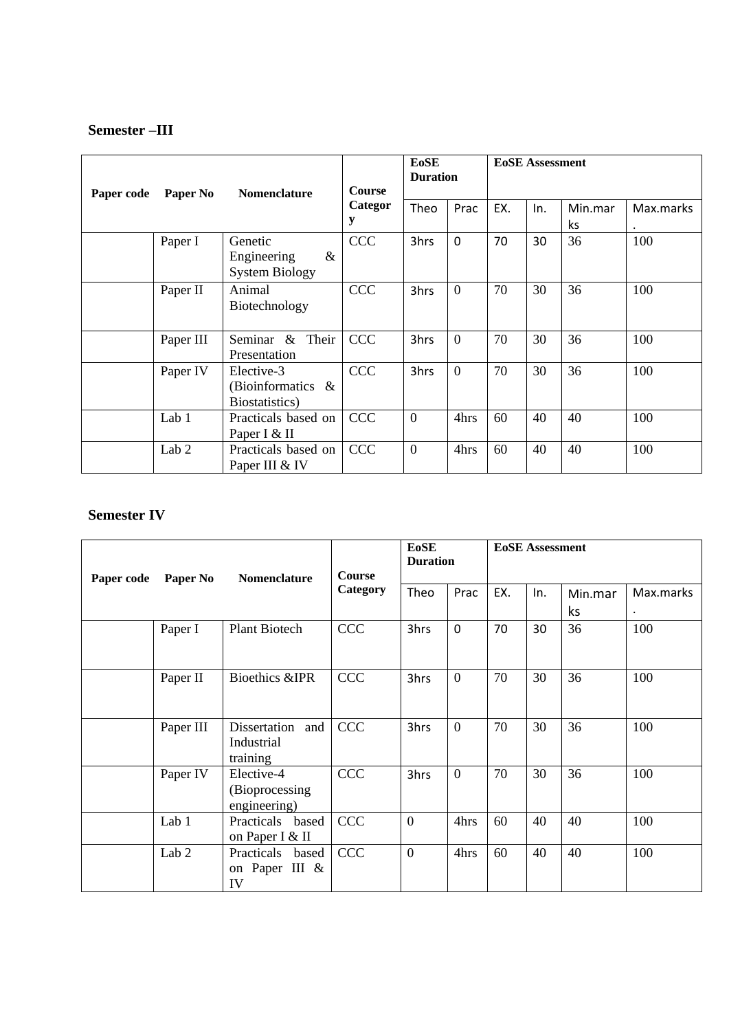**Semester –III**

| Paper code | Paper No | Nomenclature | Course Category | EoSE Duration | | EoSE Assessment | | | |
|---|---|---|---|---|---|---|---|---|---|
| | | | | Theo | Prac | EX. | In. | Min.marks | Max.marks. |
| | Paper I | Genetic Engineering & System Biology | CCC | 3hrs | 0 | 70 | 30 | 36 | 100 |
| | Paper II | Animal Biotechnology | CCC | 3hrs | 0 | 70 | 30 | 36 | 100 |
| | Paper III | Seminar & Their Presentation | CCC | 3hrs | 0 | 70 | 30 | 36 | 100 |
| | Paper IV | Elective-3 (Bioinformatics & Biostatistics) | CCC | 3hrs | 0 | 70 | 30 | 36 | 100 |
| | Lab 1 | Practicals based on Paper I & II | CCC | 0 | 4hrs | 60 | 40 | 40 | 100 |
| | Lab 2 | Practicals based on Paper III & IV | CCC | 0 | 4hrs | 60 | 40 | 40 | 100 |

**Semester IV**

| Paper code | Paper No | Nomenclature | Course Category | EoSE Duration | | EoSE Assessment | | | |
|---|---|---|---|---|---|---|---|---|---|
| | | | | Theo | Prac | EX. | In. | Min.marks | Max.marks. |
| | Paper I | Plant Biotech | CCC | 3hrs | 0 | 70 | 30 | 36 | 100 |
| | Paper II | Bioethics &IPR | CCC | 3hrs | 0 | 70 | 30 | 36 | 100 |
| | Paper III | Dissertation and Industrial training | CCC | 3hrs | 0 | 70 | 30 | 36 | 100 |
| | Paper IV | Elective-4 (Bioprocessing engineering) | CCC | 3hrs | 0 | 70 | 30 | 36 | 100 |
| | Lab 1 | Practicals based on Paper I & II | CCC | 0 | 4hrs | 60 | 40 | 40 | 100 |
| | Lab 2 | Practicals based on Paper III & IV | CCC | 0 | 4hrs | 60 | 40 | 40 | 100 |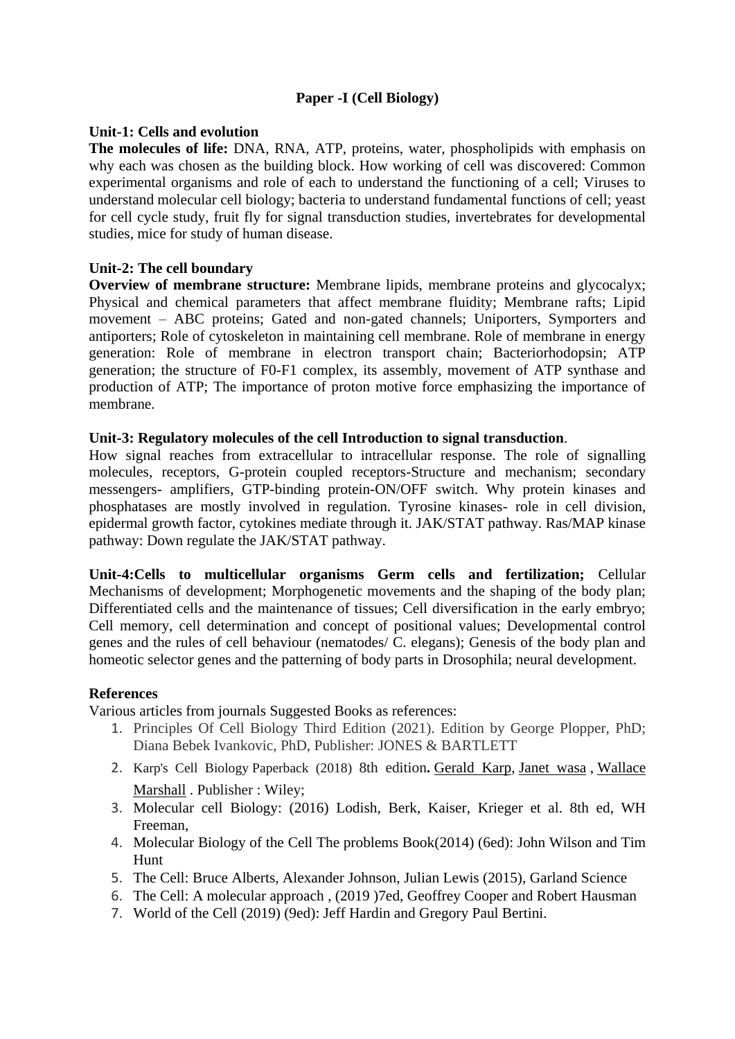## Paper -I (Cell Biology)

**Unit-1: Cells and evolution**

**The molecules of life:** DNA, RNA, ATP, proteins, water, phospholipids with emphasis on why each was chosen as the building block. How working of cell was discovered: Common experimental organisms and role of each to understand the functioning of a cell; Viruses to understand molecular cell biology; bacteria to understand fundamental functions of cell; yeast for cell cycle study, fruit fly for signal transduction studies, invertebrates for developmental studies, mice for study of human disease.

**Unit-2: The cell boundary**

**Overview of membrane structure:** Membrane lipids, membrane proteins and glycocalyx; Physical and chemical parameters that affect membrane fluidity; Membrane rafts; Lipid movement – ABC proteins; Gated and non-gated channels; Uniporters, Symporters and antiporters; Role of cytoskeleton in maintaining cell membrane. Role of membrane in energy generation: Role of membrane in electron transport chain; Bacteriorhodopsin; ATP generation; the structure of F0-F1 complex, its assembly, movement of ATP synthase and production of ATP; The importance of proton motive force emphasizing the importance of membrane.

**Unit-3: Regulatory molecules of the cell Introduction to signal transduction**.

How signal reaches from extracellular to intracellular response. The role of signalling molecules, receptors, G-protein coupled receptors-Structure and mechanism; secondary messengers- amplifiers, GTP-binding protein-ON/OFF switch. Why protein kinases and phosphatases are mostly involved in regulation. Tyrosine kinases- role in cell division, epidermal growth factor, cytokines mediate through it. JAK/STAT pathway. Ras/MAP kinase pathway: Down regulate the JAK/STAT pathway.

**Unit-4:Cells to multicellular organisms Germ cells and fertilization;** Cellular Mechanisms of development; Morphogenetic movements and the shaping of the body plan; Differentiated cells and the maintenance of tissues; Cell diversification in the early embryo; Cell memory, cell determination and concept of positional values; Developmental control genes and the rules of cell behaviour (nematodes/ C. elegans); Genesis of the body plan and homeotic selector genes and the patterning of body parts in Drosophila; neural development.

**References**

Various articles from journals Suggested Books as references:

1. Principles Of Cell Biology Third Edition (2021). Edition by George Plopper, PhD; Diana Bebek Ivankovic, PhD, Publisher: JONES & BARTLETT
2. Karp's Cell Biology Paperback (2018) 8th edition**.** Gerald Karp, Janet wasa , Wallace Marshall . Publisher : Wiley;
3. Molecular cell Biology: (2016) Lodish, Berk, Kaiser, Krieger et al. 8th ed, WH Freeman,
4. Molecular Biology of the Cell The problems Book(2014) (6ed): John Wilson and Tim Hunt
5. The Cell: Bruce Alberts, Alexander Johnson, Julian Lewis (2015), Garland Science
6. The Cell: A molecular approach , (2019 )7ed, Geoffrey Cooper and Robert Hausman
7. World of the Cell (2019) (9ed): Jeff Hardin and Gregory Paul Bertini.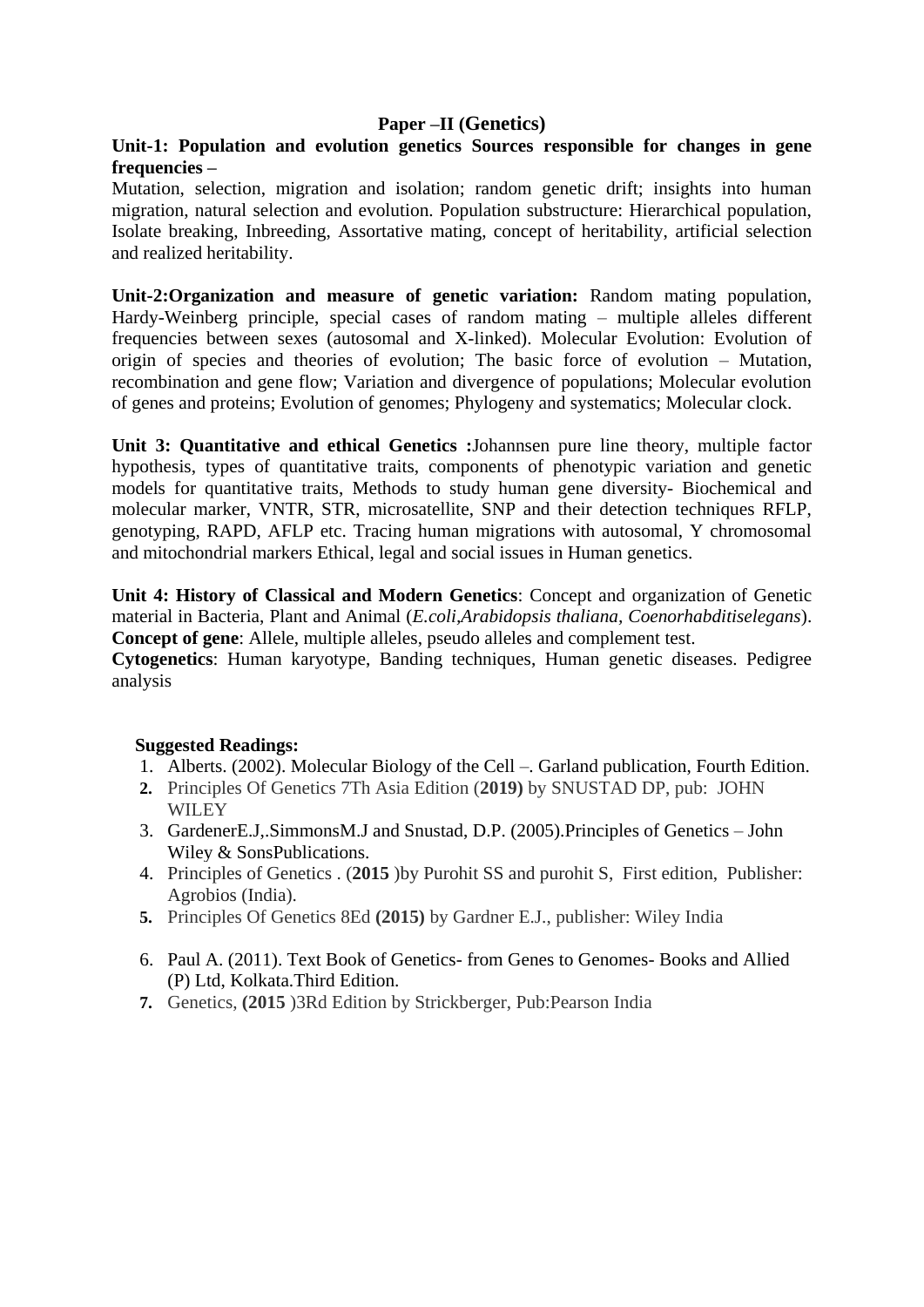## Paper –II (Genetics)

**Unit-1: Population and evolution genetics Sources responsible for changes in gene frequencies –**
Mutation, selection, migration and isolation; random genetic drift; insights into human migration, natural selection and evolution. Population substructure: Hierarchical population, Isolate breaking, Inbreeding, Assortative mating, concept of heritability, artificial selection and realized heritability.

**Unit-2:Organization and measure of genetic variation:** Random mating population, Hardy-Weinberg principle, special cases of random mating – multiple alleles different frequencies between sexes (autosomal and X-linked). Molecular Evolution: Evolution of origin of species and theories of evolution; The basic force of evolution – Mutation, recombination and gene flow; Variation and divergence of populations; Molecular evolution of genes and proteins; Evolution of genomes; Phylogeny and systematics; Molecular clock.

**Unit 3: Quantitative and ethical Genetics :**Johannsen pure line theory, multiple factor hypothesis, types of quantitative traits, components of phenotypic variation and genetic models for quantitative traits, Methods to study human gene diversity- Biochemical and molecular marker, VNTR, STR, microsatellite, SNP and their detection techniques RFLP, genotyping, RAPD, AFLP etc. Tracing human migrations with autosomal, Y chromosomal and mitochondrial markers Ethical, legal and social issues in Human genetics.

**Unit 4: History of Classical and Modern Genetics**: Concept and organization of Genetic material in Bacteria, Plant and Animal (*E.coli*,*Arabidopsis thaliana*, *Coenorhabditiselegans*).
**Concept of gene**: Allele, multiple alleles, pseudo alleles and complement test.
**Cytogenetics**: Human karyotype, Banding techniques, Human genetic diseases. Pedigree analysis

**Suggested Readings:**

1. Alberts. (2002). Molecular Biology of the Cell –. Garland publication, Fourth Edition.
2. Principles Of Genetics 7Th Asia Edition (**2019)** by SNUSTAD DP, pub: JOHN WILEY
3. GardenerE.J,.SimmonsM.J and Snustad, D.P. (2005).Principles of Genetics – John Wiley & SonsPublications.
4. Principles of Genetics . (**2015** )by Purohit SS and purohit S, First edition, Publisher: Agrobios (India).
5. Principles Of Genetics 8Ed **(2015)** by Gardner E.J., publisher: Wiley India
6. Paul A. (2011). Text Book of Genetics- from Genes to Genomes- Books and Allied (P) Ltd, Kolkata.Third Edition.
7. Genetics, **(2015** )3Rd Edition by Strickberger, Pub:Pearson India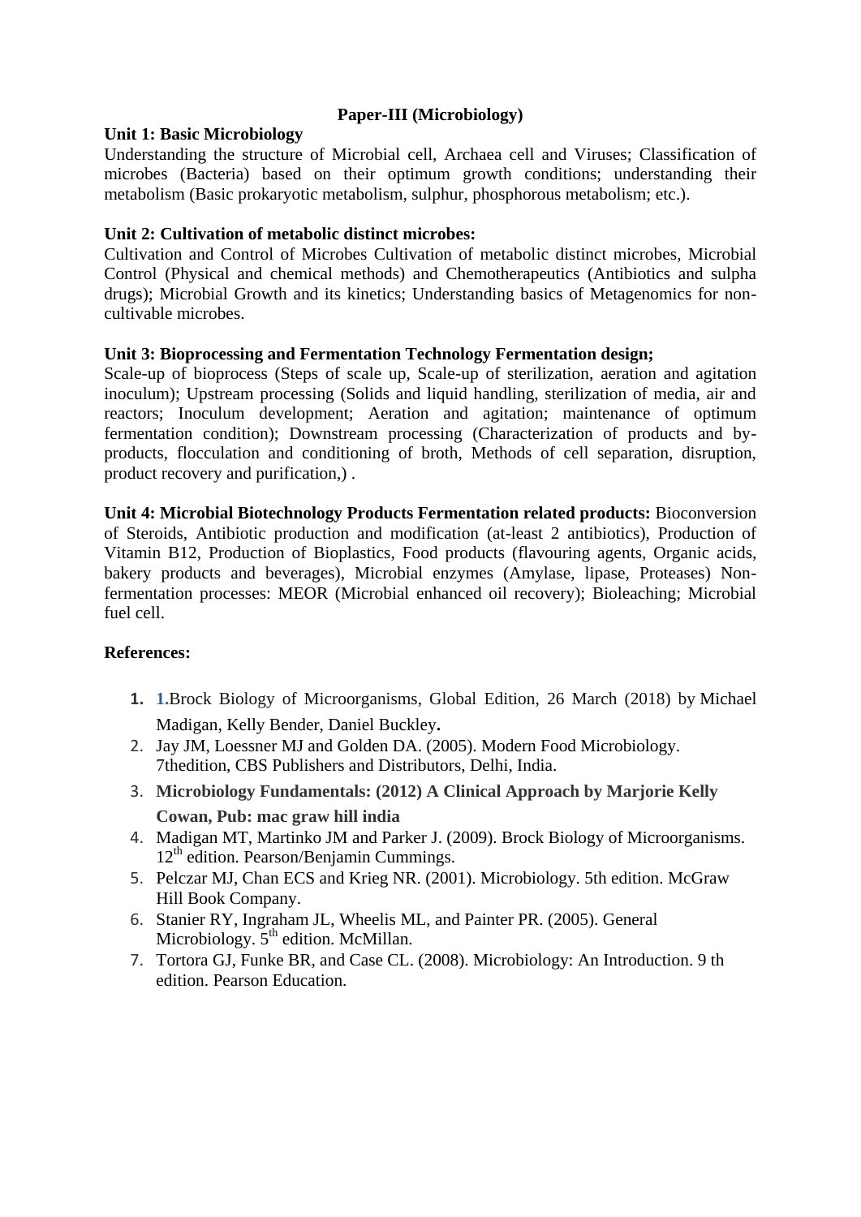## Paper-III (Microbiology)

**Unit 1: Basic Microbiology**

Understanding the structure of Microbial cell, Archaea cell and Viruses; Classification of microbes (Bacteria) based on their optimum growth conditions; understanding their metabolism (Basic prokaryotic metabolism, sulphur, phosphorous metabolism; etc.).

**Unit 2: Cultivation of metabolic distinct microbes:**

Cultivation and Control of Microbes Cultivation of metabolic distinct microbes, Microbial Control (Physical and chemical methods) and Chemotherapeutics (Antibiotics and sulpha drugs); Microbial Growth and its kinetics; Understanding basics of Metagenomics for non-cultivable microbes.

**Unit 3: Bioprocessing and Fermentation Technology Fermentation design;**

Scale-up of bioprocess (Steps of scale up, Scale-up of sterilization, aeration and agitation inoculum); Upstream processing (Solids and liquid handling, sterilization of media, air and reactors; Inoculum development; Aeration and agitation; maintenance of optimum fermentation condition); Downstream processing (Characterization of products and by-products, flocculation and conditioning of broth, Methods of cell separation, disruption, product recovery and purification,) .

**Unit 4: Microbial Biotechnology Products Fermentation related products:** Bioconversion of Steroids, Antibiotic production and modification (at-least 2 antibiotics), Production of Vitamin B12, Production of Bioplastics, Food products (flavouring agents, Organic acids, bakery products and beverages), Microbial enzymes (Amylase, lipase, Proteases) Non-fermentation processes: MEOR (Microbial enhanced oil recovery); Bioleaching; Microbial fuel cell.

**References:**

1. 1.Brock Biology of Microorganisms, Global Edition, 26 March (2018) by Michael Madigan, Kelly Bender, Daniel Buckley**.**
2. Jay JM, Loessner MJ and Golden DA. (2005). Modern Food Microbiology. 7thedition, CBS Publishers and Distributors, Delhi, India.
3. **Microbiology Fundamentals: (2012) A Clinical Approach by Marjorie Kelly Cowan, Pub: mac graw hill india**
4. Madigan MT, Martinko JM and Parker J. (2009). Brock Biology of Microorganisms. 12th edition. Pearson/Benjamin Cummings.
5. Pelczar MJ, Chan ECS and Krieg NR. (2001). Microbiology. 5th edition. McGraw Hill Book Company.
6. Stanier RY, Ingraham JL, Wheelis ML, and Painter PR. (2005). General Microbiology. 5th edition. McMillan.
7. Tortora GJ, Funke BR, and Case CL. (2008). Microbiology: An Introduction. 9 th edition. Pearson Education.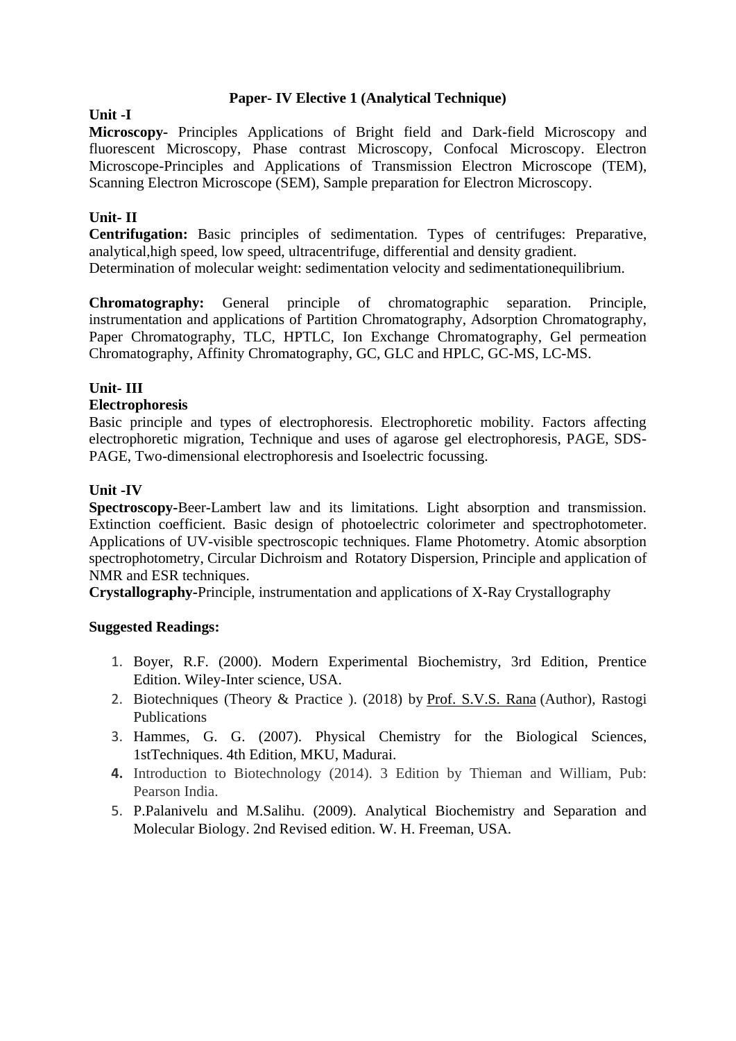## Paper- IV Elective 1 (Analytical Technique)

**Unit -I**

**Microscopy-** Principles Applications of Bright field and Dark-field Microscopy and fluorescent Microscopy, Phase contrast Microscopy, Confocal Microscopy. Electron Microscope-Principles and Applications of Transmission Electron Microscope (TEM), Scanning Electron Microscope (SEM), Sample preparation for Electron Microscopy.

**Unit- II**

**Centrifugation:** Basic principles of sedimentation. Types of centrifuges: Preparative, analytical,high speed, low speed, ultracentrifuge, differential and density gradient.
Determination of molecular weight: sedimentation velocity and sedimentationequilibrium.

**Chromatography:** General principle of chromatographic separation. Principle, instrumentation and applications of Partition Chromatography, Adsorption Chromatography, Paper Chromatography, TLC, HPTLC, Ion Exchange Chromatography, Gel permeation Chromatography, Affinity Chromatography, GC, GLC and HPLC, GC-MS, LC-MS.

**Unit- III**

**Electrophoresis**

Basic principle and types of electrophoresis. Electrophoretic mobility. Factors affecting electrophoretic migration, Technique and uses of agarose gel electrophoresis, PAGE, SDS-PAGE, Two-dimensional electrophoresis and Isoelectric focussing.

**Unit -IV**

**Spectroscopy**-Beer-Lambert law and its limitations. Light absorption and transmission. Extinction coefficient. Basic design of photoelectric colorimeter and spectrophotometer. Applications of UV-visible spectroscopic techniques. Flame Photometry. Atomic absorption spectrophotometry, Circular Dichroism and Rotatory Dispersion, Principle and application of NMR and ESR techniques.
**Crystallography**-Principle, instrumentation and applications of X-Ray Crystallography

**Suggested Readings:**

1. Boyer, R.F. (2000). Modern Experimental Biochemistry, 3rd Edition, Prentice Edition. Wiley-Inter science, USA.
2. Biotechniques (Theory & Practice ). (2018) by Prof. S.V.S. Rana (Author), Rastogi Publications
3. Hammes, G. G. (2007). Physical Chemistry for the Biological Sciences, 1stTechniques. 4th Edition, MKU, Madurai.
4. Introduction to Biotechnology (2014). 3 Edition by Thieman and William, Pub: Pearson India.
5. P.Palanivelu and M.Salihu. (2009). Analytical Biochemistry and Separation and Molecular Biology. 2nd Revised edition. W. H. Freeman, USA.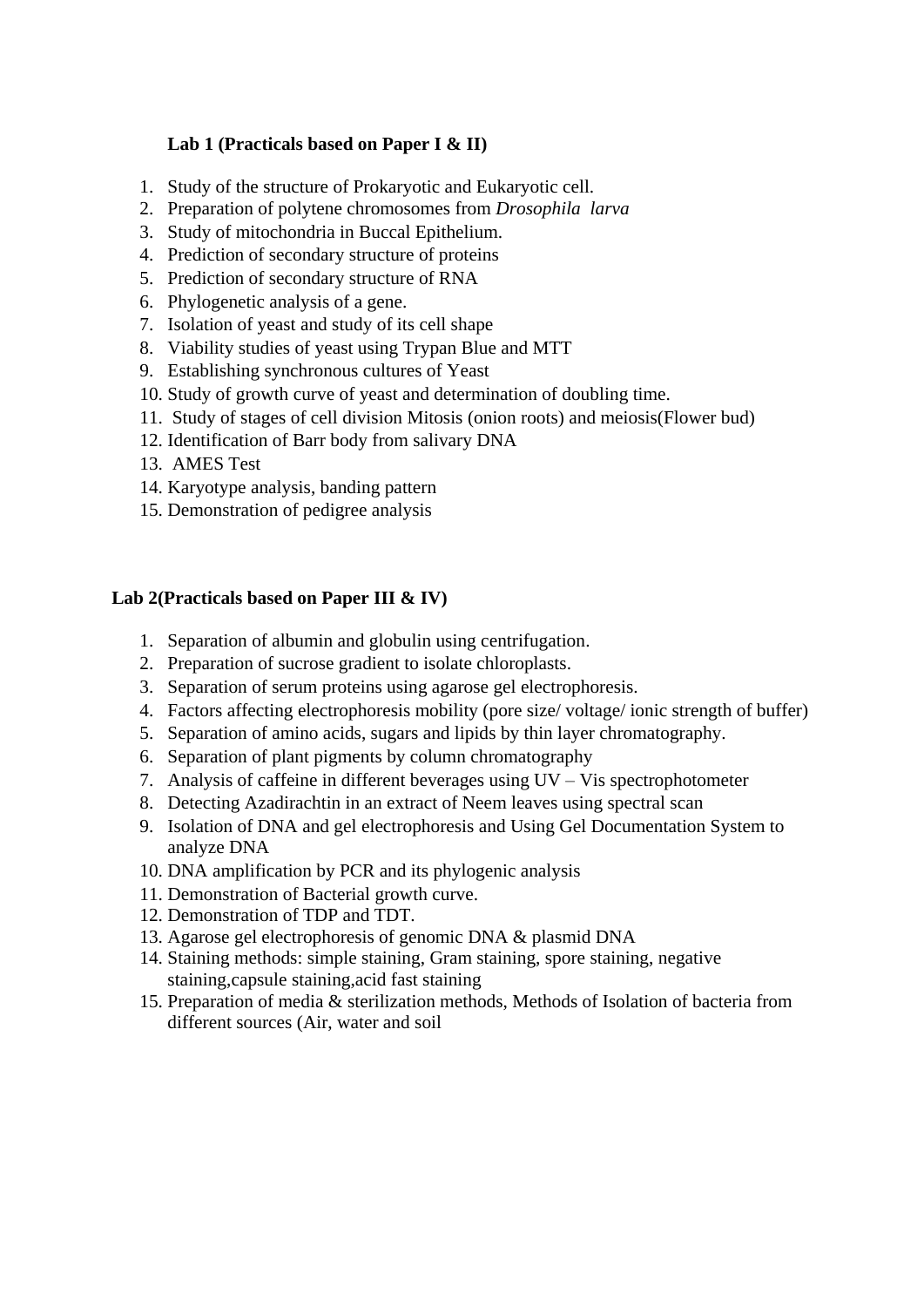**Lab 1 (Practicals based on Paper I & II)**

1. Study of the structure of Prokaryotic and Eukaryotic cell.
2. Preparation of polytene chromosomes from *Drosophila larva*
3. Study of mitochondria in Buccal Epithelium.
4. Prediction of secondary structure of proteins
5. Prediction of secondary structure of RNA
6. Phylogenetic analysis of a gene.
7. Isolation of yeast and study of its cell shape
8. Viability studies of yeast using Trypan Blue and MTT
9. Establishing synchronous cultures of Yeast
10. Study of growth curve of yeast and determination of doubling time.
11. Study of stages of cell division Mitosis (onion roots) and meiosis(Flower bud)
12. Identification of Barr body from salivary DNA
13. AMES Test
14. Karyotype analysis, banding pattern
15. Demonstration of pedigree analysis

**Lab 2(Practicals based on Paper III & IV)**

1. Separation of albumin and globulin using centrifugation.
2. Preparation of sucrose gradient to isolate chloroplasts.
3. Separation of serum proteins using agarose gel electrophoresis.
4. Factors affecting electrophoresis mobility (pore size/ voltage/ ionic strength of buffer)
5. Separation of amino acids, sugars and lipids by thin layer chromatography.
6. Separation of plant pigments by column chromatography
7. Analysis of caffeine in different beverages using UV – Vis spectrophotometer
8. Detecting Azadirachtin in an extract of Neem leaves using spectral scan
9. Isolation of DNA and gel electrophoresis and Using Gel Documentation System to analyze DNA
10. DNA amplification by PCR and its phylogenic analysis
11. Demonstration of Bacterial growth curve.
12. Demonstration of TDP and TDT.
13. Agarose gel electrophoresis of genomic DNA & plasmid DNA
14. Staining methods: simple staining, Gram staining, spore staining, negative staining,capsule staining,acid fast staining
15. Preparation of media & sterilization methods, Methods of Isolation of bacteria from different sources (Air, water and soil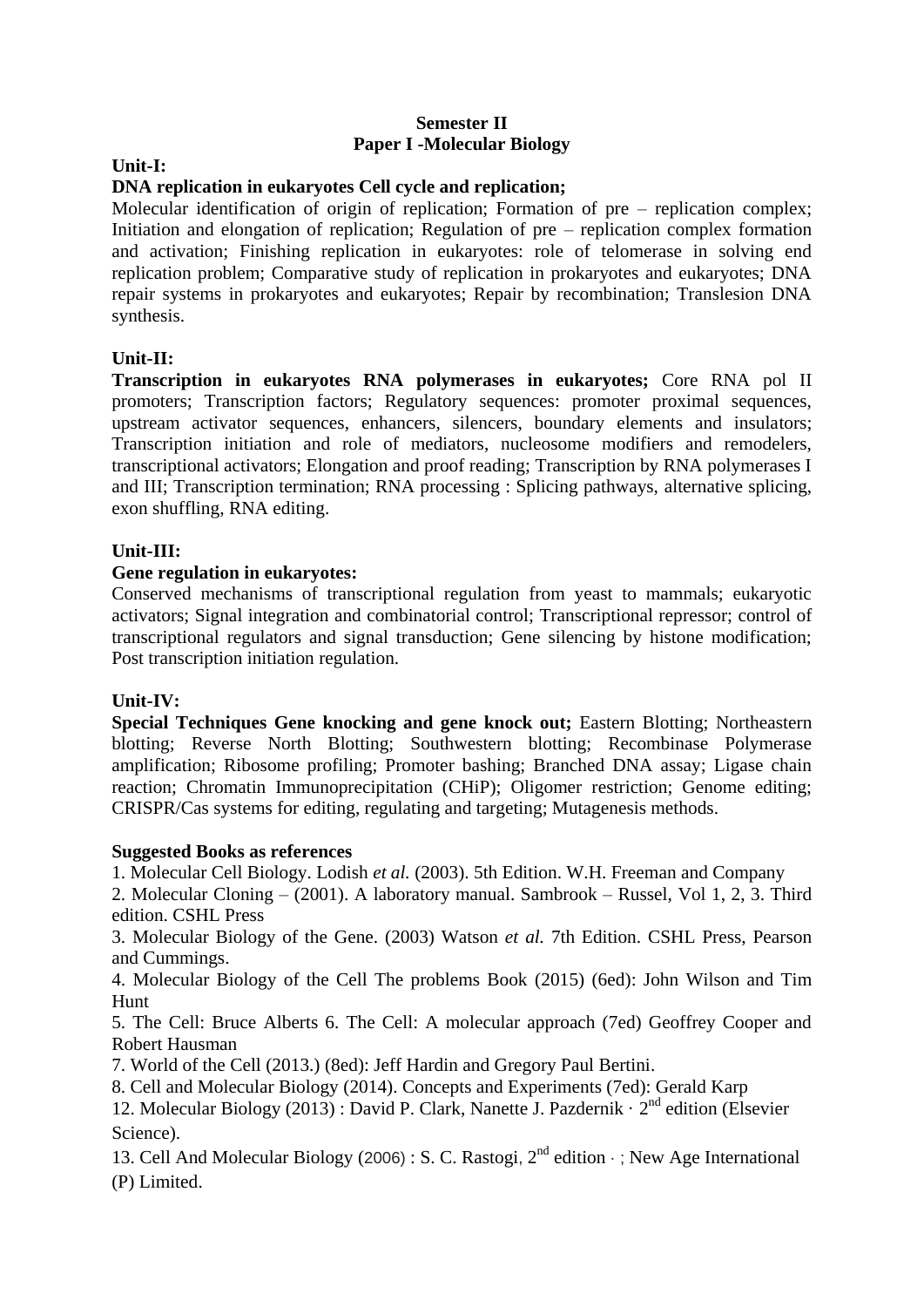**Semester II**
**Paper I -Molecular Biology**

**Unit-I:**

**DNA replication in eukaryotes Cell cycle and replication;**
Molecular identification of origin of replication; Formation of pre – replication complex; Initiation and elongation of replication; Regulation of pre – replication complex formation and activation; Finishing replication in eukaryotes: role of telomerase in solving end replication problem; Comparative study of replication in prokaryotes and eukaryotes; DNA repair systems in prokaryotes and eukaryotes; Repair by recombination; Translesion DNA synthesis.

**Unit-II:**

**Transcription in eukaryotes RNA polymerases in eukaryotes;** Core RNA pol II promoters; Transcription factors; Regulatory sequences: promoter proximal sequences, upstream activator sequences, enhancers, silencers, boundary elements and insulators; Transcription initiation and role of mediators, nucleosome modifiers and remodelers, transcriptional activators; Elongation and proof reading; Transcription by RNA polymerases I and III; Transcription termination; RNA processing : Splicing pathways, alternative splicing, exon shuffling, RNA editing.

**Unit-III:**

**Gene regulation in eukaryotes:**
Conserved mechanisms of transcriptional regulation from yeast to mammals; eukaryotic activators; Signal integration and combinatorial control; Transcriptional repressor; control of transcriptional regulators and signal transduction; Gene silencing by histone modification; Post transcription initiation regulation.

**Unit-IV:**

**Special Techniques Gene knocking and gene knock out;** Eastern Blotting; Northeastern blotting; Reverse North Blotting; Southwestern blotting; Recombinase Polymerase amplification; Ribosome profiling; Promoter bashing; Branched DNA assay; Ligase chain reaction; Chromatin Immunoprecipitation (CHiP); Oligomer restriction; Genome editing; CRISPR/Cas systems for editing, regulating and targeting; Mutagenesis methods.

**Suggested Books as references**

1. Molecular Cell Biology. Lodish *et al.* (2003). 5th Edition. W.H. Freeman and Company
2. Molecular Cloning – (2001). A laboratory manual. Sambrook – Russel, Vol 1, 2, 3. Third edition. CSHL Press
3. Molecular Biology of the Gene. (2003) Watson *et al.* 7th Edition. CSHL Press, Pearson and Cummings.
4. Molecular Biology of the Cell The problems Book (2015) (6ed): John Wilson and Tim Hunt
5. The Cell: Bruce Alberts 6. The Cell: A molecular approach (7ed) Geoffrey Cooper and Robert Hausman
7. World of the Cell (2013.) (8ed): Jeff Hardin and Gregory Paul Bertini.
8. Cell and Molecular Biology (2014). Concepts and Experiments (7ed): Gerald Karp
12. Molecular Biology (2013) : David P. Clark, Nanette J. Pazdernik · 2nd edition (Elsevier Science).
13. Cell And Molecular Biology (2006) : S. C. Rastogi, 2nd edition · ; New Age International (P) Limited.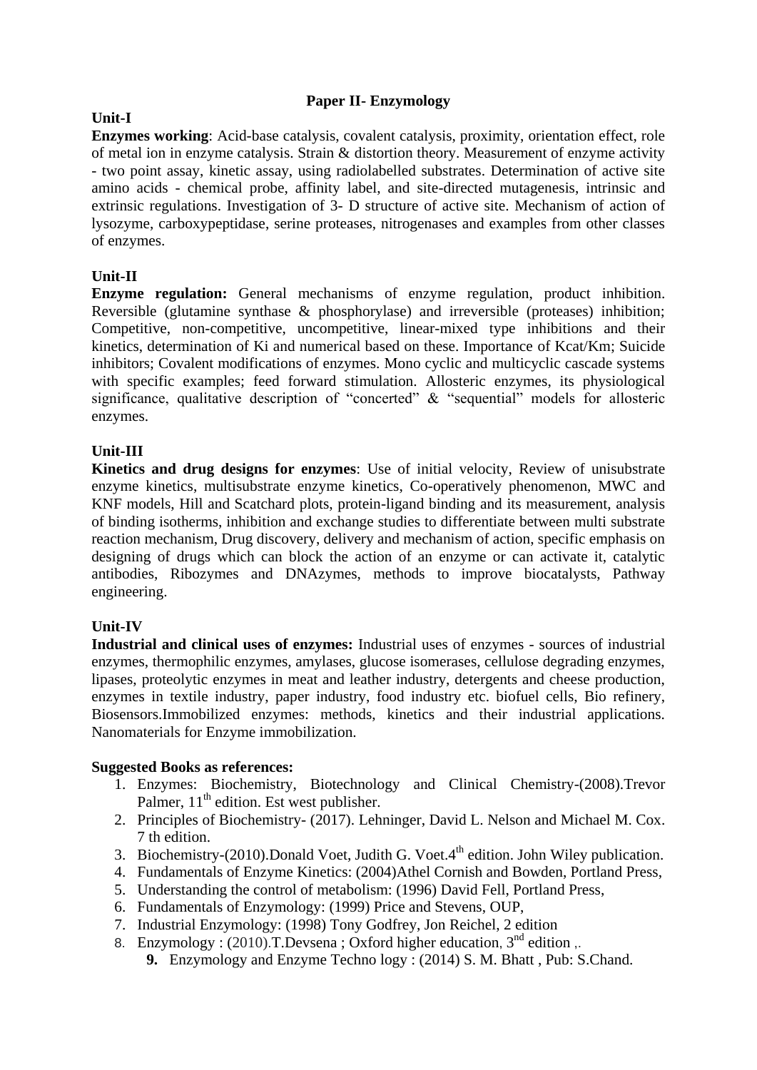## Paper II- Enzymology

### Unit-I

**Enzymes working**: Acid-base catalysis, covalent catalysis, proximity, orientation effect, role of metal ion in enzyme catalysis. Strain & distortion theory. Measurement of enzyme activity - two point assay, kinetic assay, using radiolabelled substrates. Determination of active site amino acids - chemical probe, affinity label, and site-directed mutagenesis, intrinsic and extrinsic regulations. Investigation of 3- D structure of active site. Mechanism of action of lysozyme, carboxypeptidase, serine proteases, nitrogenases and examples from other classes of enzymes.

### Unit-II

**Enzyme regulation:** General mechanisms of enzyme regulation, product inhibition. Reversible (glutamine synthase & phosphorylase) and irreversible (proteases) inhibition; Competitive, non-competitive, uncompetitive, linear-mixed type inhibitions and their kinetics, determination of Ki and numerical based on these. Importance of Kcat/Km; Suicide inhibitors; Covalent modifications of enzymes. Mono cyclic and multicyclic cascade systems with specific examples; feed forward stimulation. Allosteric enzymes, its physiological significance, qualitative description of "concerted" & "sequential" models for allosteric enzymes.

### Unit-III

**Kinetics and drug designs for enzymes**: Use of initial velocity, Review of unisubstrate enzyme kinetics, multisubstrate enzyme kinetics, Co-operatively phenomenon, MWC and KNF models, Hill and Scatchard plots, protein-ligand binding and its measurement, analysis of binding isotherms, inhibition and exchange studies to differentiate between multi substrate reaction mechanism, Drug discovery, delivery and mechanism of action, specific emphasis on designing of drugs which can block the action of an enzyme or can activate it, catalytic antibodies, Ribozymes and DNAzymes, methods to improve biocatalysts, Pathway engineering.

### Unit-IV

**Industrial and clinical uses of enzymes:** Industrial uses of enzymes - sources of industrial enzymes, thermophilic enzymes, amylases, glucose isomerases, cellulose degrading enzymes, lipases, proteolytic enzymes in meat and leather industry, detergents and cheese production, enzymes in textile industry, paper industry, food industry etc. biofuel cells, Bio refinery, Biosensors.Immobilized enzymes: methods, kinetics and their industrial applications. Nanomaterials for Enzyme immobilization.

**Suggested Books as references:**

1. Enzymes: Biochemistry, Biotechnology and Clinical Chemistry-(2008).Trevor Palmer, 11th edition. Est west publisher.
2. Principles of Biochemistry- (2017). Lehninger, David L. Nelson and Michael M. Cox. 7 th edition.
3. Biochemistry-(2010).Donald Voet, Judith G. Voet.4th edition. John Wiley publication.
4. Fundamentals of Enzyme Kinetics: (2004)Athel Cornish and Bowden, Portland Press,
5. Understanding the control of metabolism: (1996) David Fell, Portland Press,
6. Fundamentals of Enzymology: (1999) Price and Stevens, OUP,
7. Industrial Enzymology: (1998) Tony Godfrey, Jon Reichel, 2 edition
8. Enzymology : (2010).T.Devsena ; Oxford higher education, 3rd edition ,.
9. Enzymology and Enzyme Techno logy : (2014) S. M. Bhatt , Pub: S.Chand.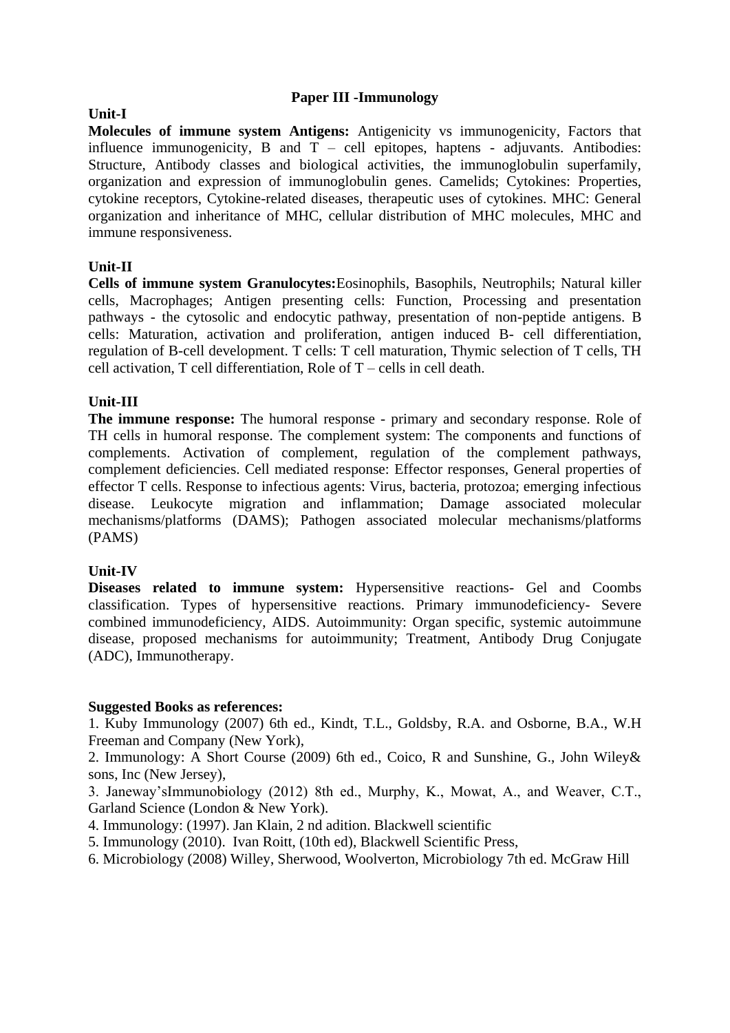## Paper III -Immunology

### Unit-I

**Molecules of immune system Antigens:** Antigenicity vs immunogenicity, Factors that influence immunogenicity, B and T – cell epitopes, haptens - adjuvants. Antibodies: Structure, Antibody classes and biological activities, the immunoglobulin superfamily, organization and expression of immunoglobulin genes. Camelids; Cytokines: Properties, cytokine receptors, Cytokine-related diseases, therapeutic uses of cytokines. MHC: General organization and inheritance of MHC, cellular distribution of MHC molecules, MHC and immune responsiveness.

### Unit-II

**Cells of immune system Granulocytes:**Eosinophils, Basophils, Neutrophils; Natural killer cells, Macrophages; Antigen presenting cells: Function, Processing and presentation pathways - the cytosolic and endocytic pathway, presentation of non-peptide antigens. B cells: Maturation, activation and proliferation, antigen induced B- cell differentiation, regulation of B-cell development. T cells: T cell maturation, Thymic selection of T cells, TH cell activation, T cell differentiation, Role of T – cells in cell death.

### Unit-III

**The immune response:** The humoral response - primary and secondary response. Role of TH cells in humoral response. The complement system: The components and functions of complements. Activation of complement, regulation of the complement pathways, complement deficiencies. Cell mediated response: Effector responses, General properties of effector T cells. Response to infectious agents: Virus, bacteria, protozoa; emerging infectious disease. Leukocyte migration and inflammation; Damage associated molecular mechanisms/platforms (DAMS); Pathogen associated molecular mechanisms/platforms (PAMS)

### Unit-IV

**Diseases related to immune system:** Hypersensitive reactions- Gel and Coombs classification. Types of hypersensitive reactions. Primary immunodeficiency- Severe combined immunodeficiency, AIDS. Autoimmunity: Organ specific, systemic autoimmune disease, proposed mechanisms for autoimmunity; Treatment, Antibody Drug Conjugate (ADC), Immunotherapy.

**Suggested Books as references:**

1. Kuby Immunology (2007) 6th ed., Kindt, T.L., Goldsby, R.A. and Osborne, B.A., W.H Freeman and Company (New York),
2. Immunology: A Short Course (2009) 6th ed., Coico, R and Sunshine, G., John Wiley& sons, Inc (New Jersey),
3. Janeway'sImmunobiology (2012) 8th ed., Murphy, K., Mowat, A., and Weaver, C.T., Garland Science (London & New York).
4. Immunology: (1997). Jan Klain, 2 nd adition. Blackwell scientific
5. Immunology (2010). Ivan Roitt, (10th ed), Blackwell Scientific Press,
6. Microbiology (2008) Willey, Sherwood, Woolverton, Microbiology 7th ed. McGraw Hill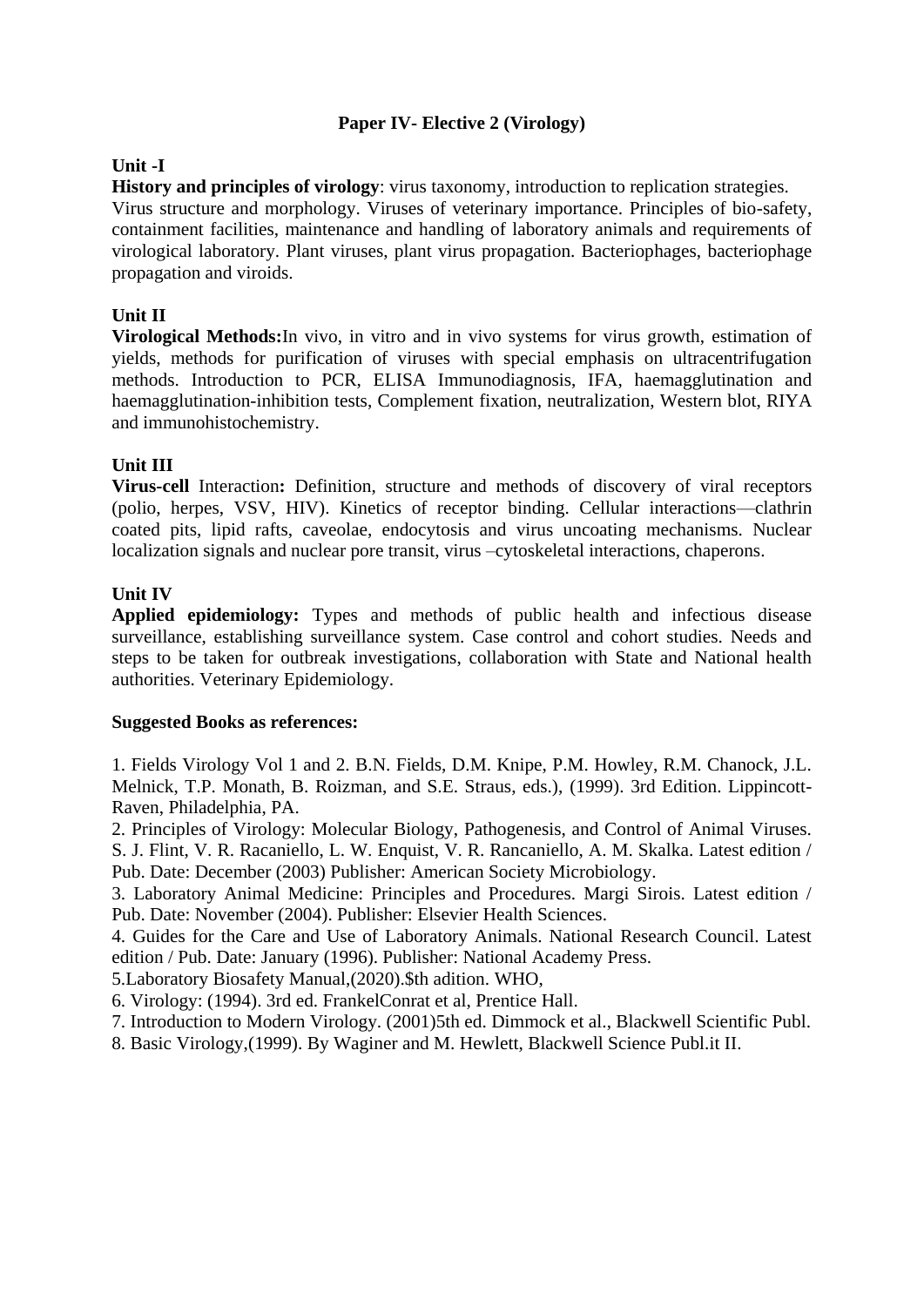## Paper IV- Elective 2 (Virology)

**Unit -I**

**History and principles of virology**: virus taxonomy, introduction to replication strategies. Virus structure and morphology. Viruses of veterinary importance. Principles of bio-safety, containment facilities, maintenance and handling of laboratory animals and requirements of virological laboratory. Plant viruses, plant virus propagation. Bacteriophages, bacteriophage propagation and viroids.

**Unit II**

**Virological Methods:**In vivo, in vitro and in vivo systems for virus growth, estimation of yields, methods for purification of viruses with special emphasis on ultracentrifugation methods. Introduction to PCR, ELISA Immunodiagnosis, IFA, haemagglutination and haemagglutination-inhibition tests, Complement fixation, neutralization, Western blot, RIYA and immunohistochemistry.

**Unit III**

**Virus-cell** Interaction**:** Definition, structure and methods of discovery of viral receptors (polio, herpes, VSV, HIV). Kinetics of receptor binding. Cellular interactions—clathrin coated pits, lipid rafts, caveolae, endocytosis and virus uncoating mechanisms. Nuclear localization signals and nuclear pore transit, virus –cytoskeletal interactions, chaperons.

**Unit IV**

**Applied epidemiology:** Types and methods of public health and infectious disease surveillance, establishing surveillance system. Case control and cohort studies. Needs and steps to be taken for outbreak investigations, collaboration with State and National health authorities. Veterinary Epidemiology.

**Suggested Books as references:**

1. Fields Virology Vol 1 and 2. B.N. Fields, D.M. Knipe, P.M. Howley, R.M. Chanock, J.L. Melnick, T.P. Monath, B. Roizman, and S.E. Straus, eds.), (1999). 3rd Edition. Lippincott-Raven, Philadelphia, PA.
2. Principles of Virology: Molecular Biology, Pathogenesis, and Control of Animal Viruses. S. J. Flint, V. R. Racaniello, L. W. Enquist, V. R. Rancaniello, A. M. Skalka. Latest edition / Pub. Date: December (2003) Publisher: American Society Microbiology.
3. Laboratory Animal Medicine: Principles and Procedures. Margi Sirois. Latest edition / Pub. Date: November (2004). Publisher: Elsevier Health Sciences.
4. Guides for the Care and Use of Laboratory Animals. National Research Council. Latest edition / Pub. Date: January (1996). Publisher: National Academy Press.
5.Laboratory Biosafety Manual,(2020).$th adition. WHO,
6. Virology: (1994). 3rd ed. FrankelConrat et al, Prentice Hall.
7. Introduction to Modern Virology. (2001)5th ed. Dimmock et al., Blackwell Scientific Publ.
8. Basic Virology,(1999). By Waginer and M. Hewlett, Blackwell Science Publ.it II.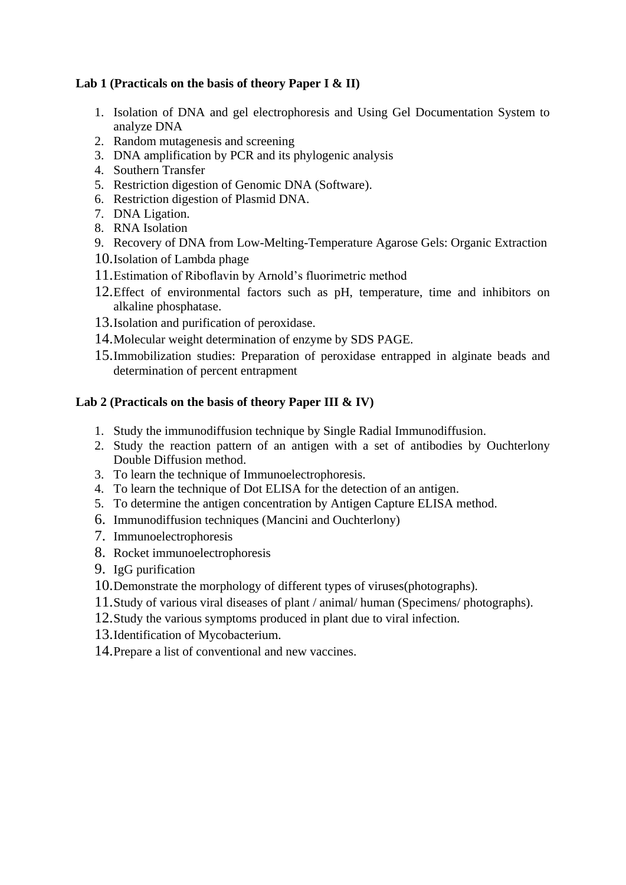**Lab 1 (Practicals on the basis of theory Paper I & II)**

1. Isolation of DNA and gel electrophoresis and Using Gel Documentation System to analyze DNA
2. Random mutagenesis and screening
3. DNA amplification by PCR and its phylogenic analysis
4. Southern Transfer
5. Restriction digestion of Genomic DNA (Software).
6. Restriction digestion of Plasmid DNA.
7. DNA Ligation.
8. RNA Isolation
9. Recovery of DNA from Low-Melting-Temperature Agarose Gels: Organic Extraction
10. Isolation of Lambda phage
11. Estimation of Riboflavin by Arnold's fluorimetric method
12. Effect of environmental factors such as pH, temperature, time and inhibitors on alkaline phosphatase.
13. Isolation and purification of peroxidase.
14. Molecular weight determination of enzyme by SDS PAGE.
15. Immobilization studies: Preparation of peroxidase entrapped in alginate beads and determination of percent entrapment

**Lab 2 (Practicals on the basis of theory Paper III & IV)**

1. Study the immunodiffusion technique by Single Radial Immunodiffusion.
2. Study the reaction pattern of an antigen with a set of antibodies by Ouchterlony Double Diffusion method.
3. To learn the technique of Immunoelectrophoresis.
4. To learn the technique of Dot ELISA for the detection of an antigen.
5. To determine the antigen concentration by Antigen Capture ELISA method.
6. Immunodiffusion techniques (Mancini and Ouchterlony)
7. Immunoelectrophoresis
8. Rocket immunoelectrophoresis
9. IgG purification
10. Demonstrate the morphology of different types of viruses(photographs).
11. Study of various viral diseases of plant / animal/ human (Specimens/ photographs).
12. Study the various symptoms produced in plant due to viral infection.
13. Identification of Mycobacterium.
14. Prepare a list of conventional and new vaccines.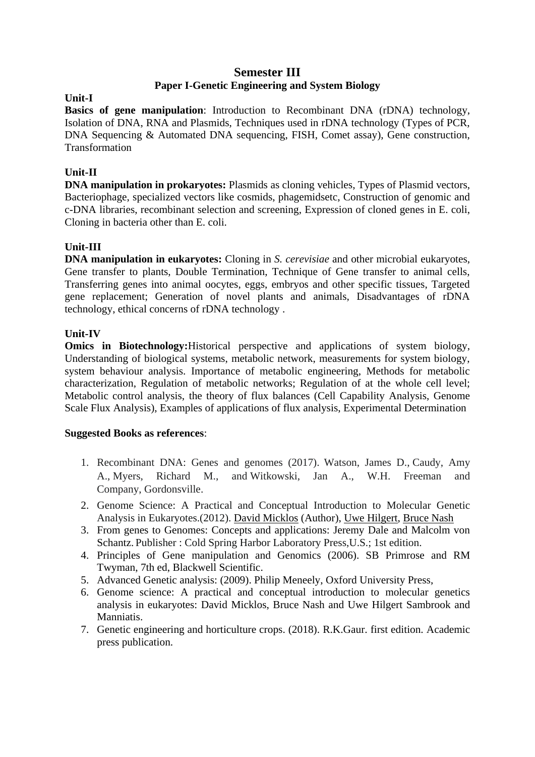# Semester III

## Paper I-Genetic Engineering and System Biology

**Unit-I**

**Basics of gene manipulation**: Introduction to Recombinant DNA (rDNA) technology, Isolation of DNA, RNA and Plasmids, Techniques used in rDNA technology (Types of PCR, DNA Sequencing & Automated DNA sequencing, FISH, Comet assay), Gene construction, Transformation

**Unit-II**

**DNA manipulation in prokaryotes:** Plasmids as cloning vehicles, Types of Plasmid vectors, Bacteriophage, specialized vectors like cosmids, phagemidsetc, Construction of genomic and c-DNA libraries, recombinant selection and screening, Expression of cloned genes in E. coli, Cloning in bacteria other than E. coli.

**Unit-III**

**DNA manipulation in eukaryotes:** Cloning in *S. cerevisiae* and other microbial eukaryotes, Gene transfer to plants, Double Termination, Technique of Gene transfer to animal cells, Transferring genes into animal oocytes, eggs, embryos and other specific tissues, Targeted gene replacement; Generation of novel plants and animals, Disadvantages of rDNA technology, ethical concerns of rDNA technology .

**Unit-IV**

**Omics in Biotechnology:**Historical perspective and applications of system biology, Understanding of biological systems, metabolic network, measurements for system biology, system behaviour analysis. Importance of metabolic engineering, Methods for metabolic characterization, Regulation of metabolic networks; Regulation of at the whole cell level; Metabolic control analysis, the theory of flux balances (Cell Capability Analysis, Genome Scale Flux Analysis), Examples of applications of flux analysis, Experimental Determination

**Suggested Books as references**:

1. Recombinant DNA: Genes and genomes (2017). Watson, James D., Caudy, Amy A., Myers, Richard M., and Witkowski, Jan A., W.H. Freeman and Company, Gordonsville.
2. Genome Science: A Practical and Conceptual Introduction to Molecular Genetic Analysis in Eukaryotes.(2012). David Micklos (Author), Uwe Hilgert, Bruce Nash
3. From genes to Genomes: Concepts and applications: Jeremy Dale and Malcolm von Schantz. Publisher : Cold Spring Harbor Laboratory Press,U.S.; 1st edition.
4. Principles of Gene manipulation and Genomics (2006). SB Primrose and RM Twyman, 7th ed, Blackwell Scientific.
5. Advanced Genetic analysis: (2009). Philip Meneely, Oxford University Press,
6. Genome science: A practical and conceptual introduction to molecular genetics analysis in eukaryotes: David Micklos, Bruce Nash and Uwe Hilgert Sambrook and Manniatis.
7. Genetic engineering and horticulture crops. (2018). R.K.Gaur. first edition. Academic press publication.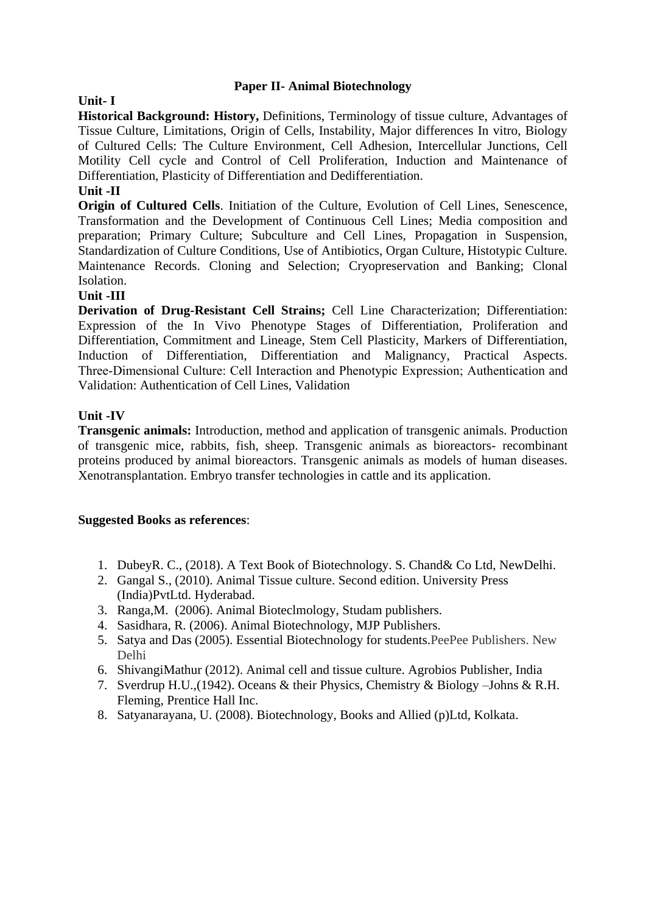## Paper II- Animal Biotechnology

### Unit- I

**Historical Background: History,** Definitions, Terminology of tissue culture, Advantages of Tissue Culture, Limitations, Origin of Cells, Instability, Major differences In vitro, Biology of Cultured Cells: The Culture Environment, Cell Adhesion, Intercellular Junctions, Cell Motility Cell cycle and Control of Cell Proliferation, Induction and Maintenance of Differentiation, Plasticity of Differentiation and Dedifferentiation.

### Unit -II

**Origin of Cultured Cells**. Initiation of the Culture, Evolution of Cell Lines, Senescence, Transformation and the Development of Continuous Cell Lines; Media composition and preparation; Primary Culture; Subculture and Cell Lines, Propagation in Suspension, Standardization of Culture Conditions, Use of Antibiotics, Organ Culture, Histotypic Culture. Maintenance Records. Cloning and Selection; Cryopreservation and Banking; Clonal Isolation.

### Unit -III

**Derivation of Drug-Resistant Cell Strains;** Cell Line Characterization; Differentiation: Expression of the In Vivo Phenotype Stages of Differentiation, Proliferation and Differentiation, Commitment and Lineage, Stem Cell Plasticity, Markers of Differentiation, Induction of Differentiation, Differentiation and Malignancy, Practical Aspects. Three-Dimensional Culture: Cell Interaction and Phenotypic Expression; Authentication and Validation: Authentication of Cell Lines, Validation

### Unit -IV

**Transgenic animals:** Introduction, method and application of transgenic animals. Production of transgenic mice, rabbits, fish, sheep. Transgenic animals as bioreactors- recombinant proteins produced by animal bioreactors. Transgenic animals as models of human diseases. Xenotransplantation. Embryo transfer technologies in cattle and its application.

**Suggested Books as references**:

1. DubeyR. C., (2018). A Text Book of Biotechnology. S. Chand& Co Ltd, NewDelhi.
2. Gangal S., (2010). Animal Tissue culture. Second edition. University Press (India)PvtLtd. Hyderabad.
3. Ranga,M. (2006). Animal Bioteclmology, Studam publishers.
4. Sasidhara, R. (2006). Animal Biotechnology, MJP Publishers.
5. Satya and Das (2005). Essential Biotechnology for students.PeePee Publishers. New Delhi
6. ShivangiMathur (2012). Animal cell and tissue culture. Agrobios Publisher, India
7. Sverdrup H.U.,(1942). Oceans & their Physics, Chemistry & Biology –Johns & R.H. Fleming, Prentice Hall Inc.
8. Satyanarayana, U. (2008). Biotechnology, Books and Allied (p)Ltd, Kolkata.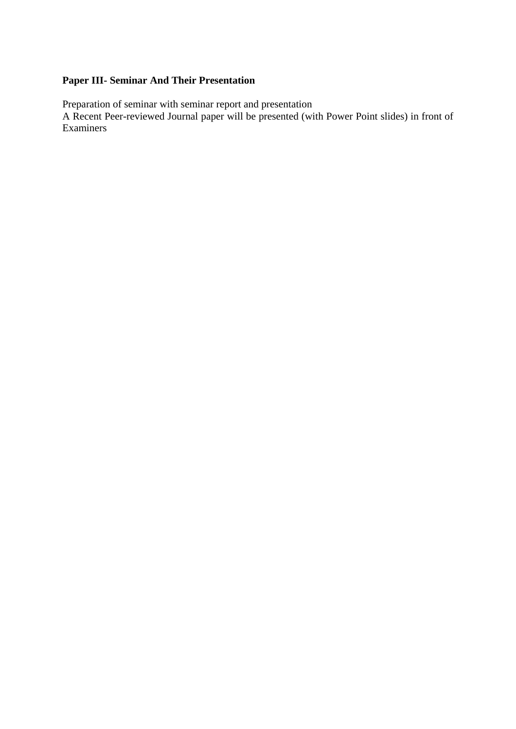**Paper III- Seminar And Their Presentation**

Preparation of seminar with seminar report and presentation
A Recent Peer-reviewed Journal paper will be presented (with Power Point slides) in front of Examiners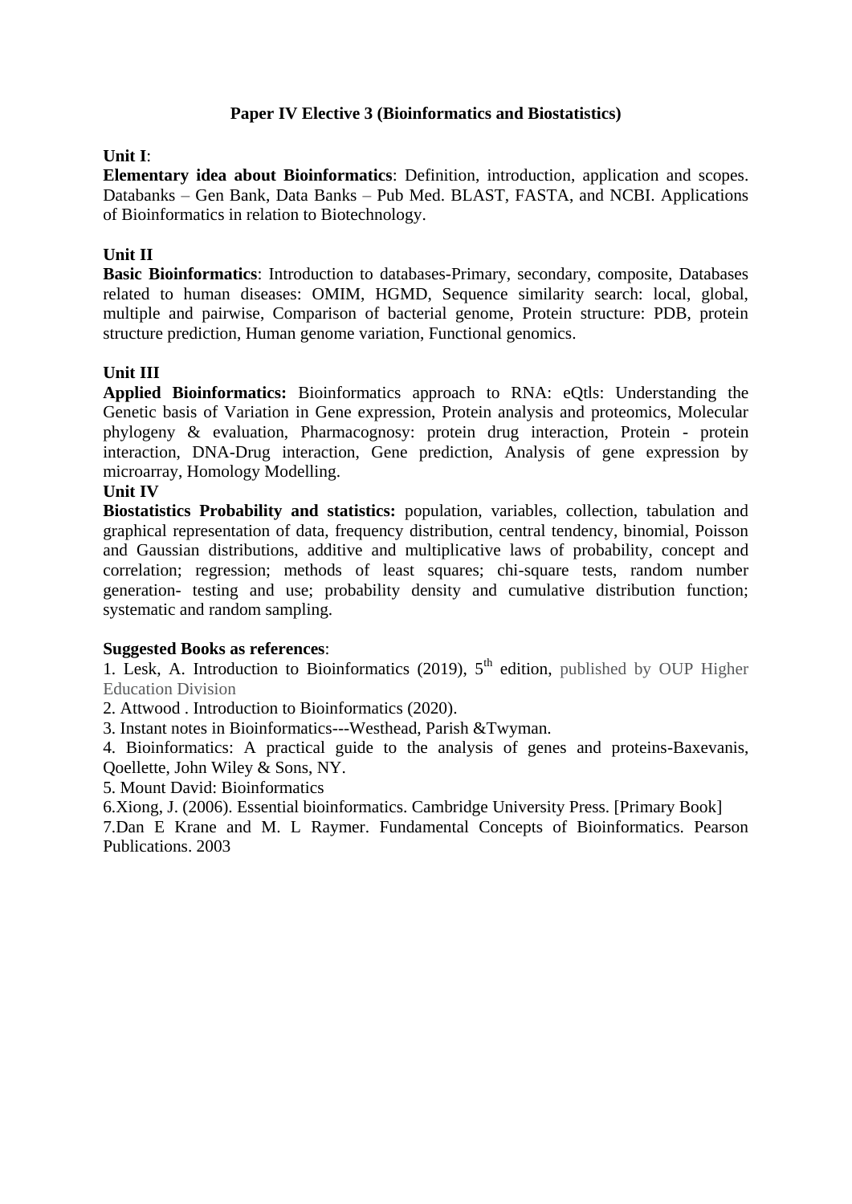## Paper IV Elective 3 (Bioinformatics and Biostatistics)

**Unit I**:

**Elementary idea about Bioinformatics**: Definition, introduction, application and scopes. Databanks – Gen Bank, Data Banks – Pub Med. BLAST, FASTA, and NCBI. Applications of Bioinformatics in relation to Biotechnology.

**Unit II**

**Basic Bioinformatics**: Introduction to databases-Primary, secondary, composite, Databases related to human diseases: OMIM, HGMD, Sequence similarity search: local, global, multiple and pairwise, Comparison of bacterial genome, Protein structure: PDB, protein structure prediction, Human genome variation, Functional genomics.

**Unit III**

**Applied Bioinformatics:** Bioinformatics approach to RNA: eQtls: Understanding the Genetic basis of Variation in Gene expression, Protein analysis and proteomics, Molecular phylogeny & evaluation, Pharmacognosy: protein drug interaction, Protein - protein interaction, DNA-Drug interaction, Gene prediction, Analysis of gene expression by microarray, Homology Modelling.

**Unit IV**

**Biostatistics Probability and statistics:** population, variables, collection, tabulation and graphical representation of data, frequency distribution, central tendency, binomial, Poisson and Gaussian distributions, additive and multiplicative laws of probability, concept and correlation; regression; methods of least squares; chi-square tests, random number generation- testing and use; probability density and cumulative distribution function; systematic and random sampling.

**Suggested Books as references**:

1. Lesk, A. Introduction to Bioinformatics (2019), 5$^{th}$ edition, published by OUP Higher Education Division
2. Attwood . Introduction to Bioinformatics (2020).
3. Instant notes in Bioinformatics---Westhead, Parish &Twyman.
4. Bioinformatics: A practical guide to the analysis of genes and proteins-Baxevanis, Qoellette, John Wiley & Sons, NY.
5. Mount David: Bioinformatics
6. Xiong, J. (2006). Essential bioinformatics. Cambridge University Press. [Primary Book]
7. Dan E Krane and M. L Raymer. Fundamental Concepts of Bioinformatics. Pearson Publications. 2003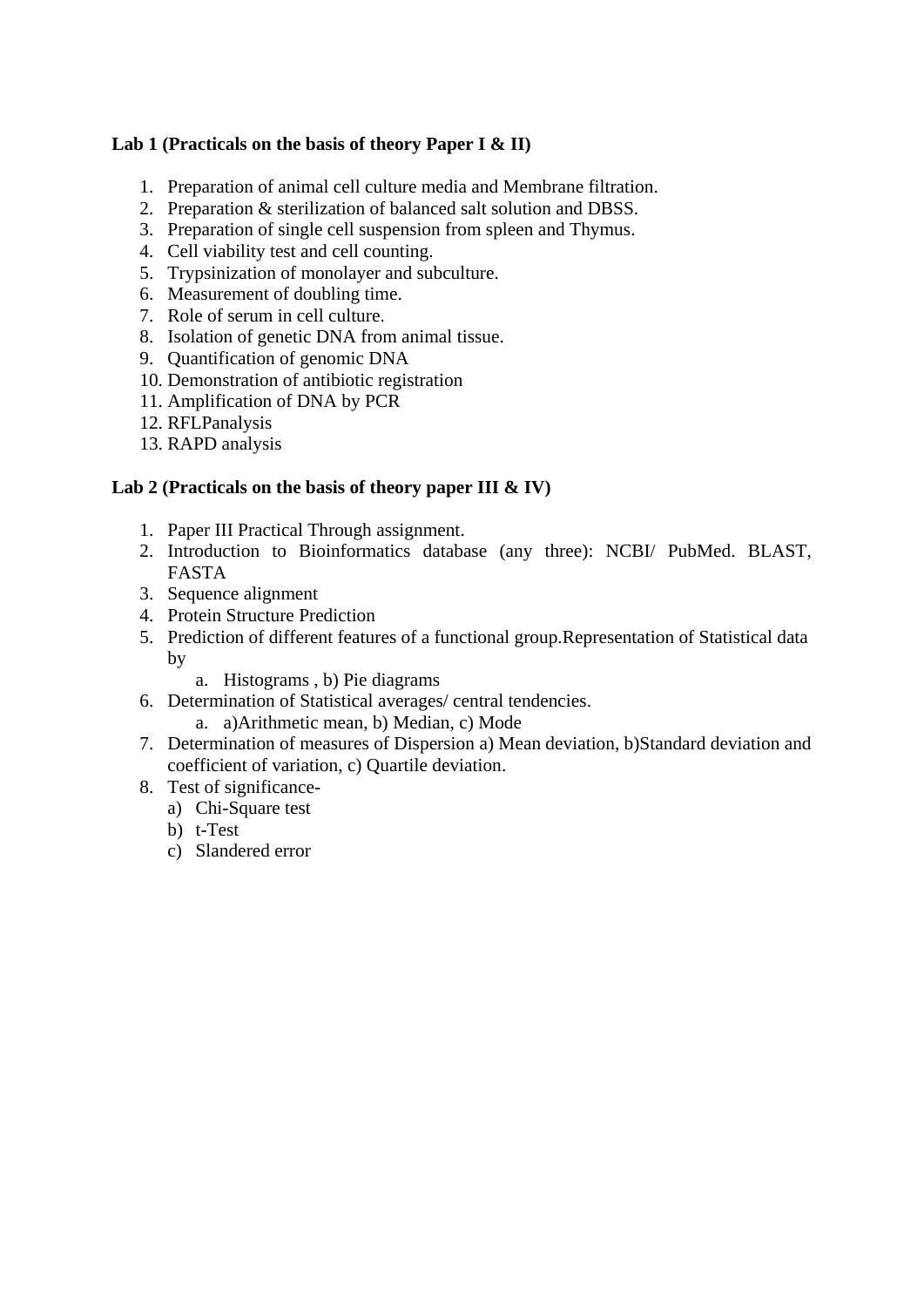**Lab 1 (Practicals on the basis of theory Paper I & II)**

1. Preparation of animal cell culture media and Membrane filtration.
2. Preparation & sterilization of balanced salt solution and DBSS.
3. Preparation of single cell suspension from spleen and Thymus.
4. Cell viability test and cell counting.
5. Trypsinization of monolayer and subculture.
6. Measurement of doubling time.
7. Role of serum in cell culture.
8. Isolation of genetic DNA from animal tissue.
9. Quantification of genomic DNA
10. Demonstration of antibiotic registration
11. Amplification of DNA by PCR
12. RFLPanalysis
13. RAPD analysis

**Lab 2 (Practicals on the basis of theory paper III & IV)**

1. Paper III Practical Through assignment.
2. Introduction to Bioinformatics database (any three): NCBI/ PubMed. BLAST, FASTA
3. Sequence alignment
4. Protein Structure Prediction
5. Prediction of different features of a functional group.Representation of Statistical data by
   a. Histograms , b) Pie diagrams
6. Determination of Statistical averages/ central tendencies.
   a. a)Arithmetic mean, b) Median, c) Mode
7. Determination of measures of Dispersion a) Mean deviation, b)Standard deviation and coefficient of variation, c) Quartile deviation.
8. Test of significance-
   a) Chi-Square test
   b) t-Test
   c) Slandered error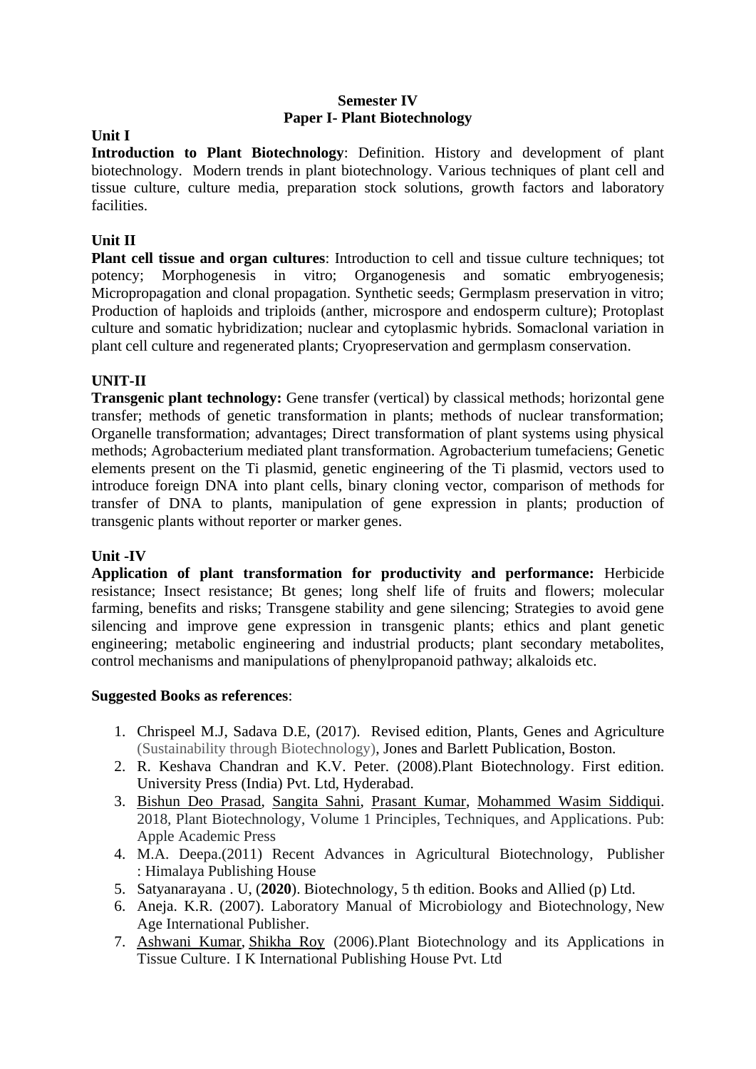**Semester IV**
**Paper I- Plant Biotechnology**

**Unit I**

**Introduction to Plant Biotechnology**: Definition. History and development of plant biotechnology. Modern trends in plant biotechnology. Various techniques of plant cell and tissue culture, culture media, preparation stock solutions, growth factors and laboratory facilities.

**Unit II**

**Plant cell tissue and organ cultures**: Introduction to cell and tissue culture techniques; tot potency; Morphogenesis in vitro; Organogenesis and somatic embryogenesis; Micropropagation and clonal propagation. Synthetic seeds; Germplasm preservation in vitro; Production of haploids and triploids (anther, microspore and endosperm culture); Protoplast culture and somatic hybridization; nuclear and cytoplasmic hybrids. Somaclonal variation in plant cell culture and regenerated plants; Cryopreservation and germplasm conservation.

**UNIT-II**

**Transgenic plant technology:** Gene transfer (vertical) by classical methods; horizontal gene transfer; methods of genetic transformation in plants; methods of nuclear transformation; Organelle transformation; advantages; Direct transformation of plant systems using physical methods; Agrobacterium mediated plant transformation. Agrobacterium tumefaciens; Genetic elements present on the Ti plasmid, genetic engineering of the Ti plasmid, vectors used to introduce foreign DNA into plant cells, binary cloning vector, comparison of methods for transfer of DNA to plants, manipulation of gene expression in plants; production of transgenic plants without reporter or marker genes.

**Unit -IV**

**Application of plant transformation for productivity and performance:** Herbicide resistance; Insect resistance; Bt genes; long shelf life of fruits and flowers; molecular farming, benefits and risks; Transgene stability and gene silencing; Strategies to avoid gene silencing and improve gene expression in transgenic plants; ethics and plant genetic engineering; metabolic engineering and industrial products; plant secondary metabolites, control mechanisms and manipulations of phenylpropanoid pathway; alkaloids etc.

**Suggested Books as references**:

1. Chrispeel M.J, Sadava D.E, (2017). Revised edition, Plants, Genes and Agriculture (Sustainability through Biotechnology), Jones and Barlett Publication, Boston.
2. R. Keshava Chandran and K.V. Peter. (2008).Plant Biotechnology. First edition. University Press (India) Pvt. Ltd, Hyderabad.
3. Bishun Deo Prasad, Sangita Sahni, Prasant Kumar, Mohammed Wasim Siddiqui. 2018, Plant Biotechnology, Volume 1 Principles, Techniques, and Applications. Pub: Apple Academic Press
4. M.A. Deepa.(2011) Recent Advances in Agricultural Biotechnology, Publisher : Himalaya Publishing House
5. Satyanarayana . U, (**2020**). Biotechnology, 5 th edition. Books and Allied (p) Ltd.
6. Aneja. K.R. (2007). Laboratory Manual of Microbiology and Biotechnology, New Age International Publisher.
7. Ashwani Kumar, Shikha Roy (2006).Plant Biotechnology and its Applications in Tissue Culture. I K International Publishing House Pvt. Ltd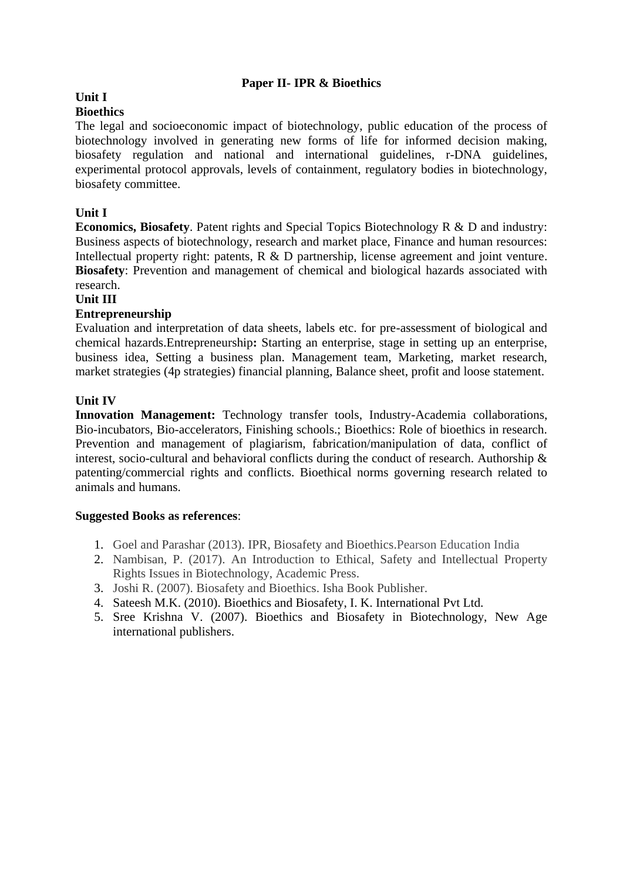## Paper II- IPR & Bioethics

**Unit I**

**Bioethics**

The legal and socioeconomic impact of biotechnology, public education of the process of biotechnology involved in generating new forms of life for informed decision making, biosafety regulation and national and international guidelines, r-DNA guidelines, experimental protocol approvals, levels of containment, regulatory bodies in biotechnology, biosafety committee.

**Unit I**

**Economics, Biosafety**. Patent rights and Special Topics Biotechnology R & D and industry: Business aspects of biotechnology, research and market place, Finance and human resources: Intellectual property right: patents, R & D partnership, license agreement and joint venture. **Biosafety**: Prevention and management of chemical and biological hazards associated with research.

**Unit III**

**Entrepreneurship**

Evaluation and interpretation of data sheets, labels etc. for pre-assessment of biological and chemical hazards.Entrepreneurship**:** Starting an enterprise, stage in setting up an enterprise, business idea, Setting a business plan. Management team, Marketing, market research, market strategies (4p strategies) financial planning, Balance sheet, profit and loose statement.

**Unit IV**

**Innovation Management:** Technology transfer tools, Industry-Academia collaborations, Bio-incubators, Bio-accelerators, Finishing schools.; Bioethics: Role of bioethics in research. Prevention and management of plagiarism, fabrication/manipulation of data, conflict of interest, socio-cultural and behavioral conflicts during the conduct of research. Authorship & patenting/commercial rights and conflicts. Bioethical norms governing research related to animals and humans.

**Suggested Books as references**:

1. Goel and Parashar (2013). IPR, Biosafety and Bioethics.Pearson Education India
2. Nambisan, P. (2017). An Introduction to Ethical, Safety and Intellectual Property Rights Issues in Biotechnology, Academic Press.
3. Joshi R. (2007). Biosafety and Bioethics. Isha Book Publisher.
4. Sateesh M.K. (2010). Bioethics and Biosafety, I. K. International Pvt Ltd.
5. Sree Krishna V. (2007). Bioethics and Biosafety in Biotechnology, New Age international publishers.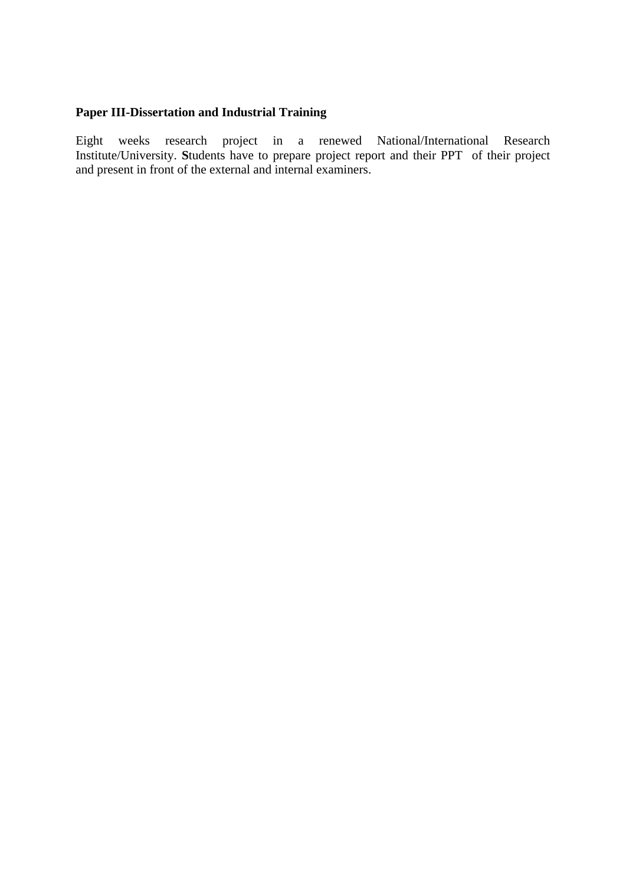**Paper III-Dissertation and Industrial Training**

Eight weeks research project in a renewed National/International Research Institute/University. **S**tudents have to prepare project report and their PPT of their project and present in front of the external and internal examiners.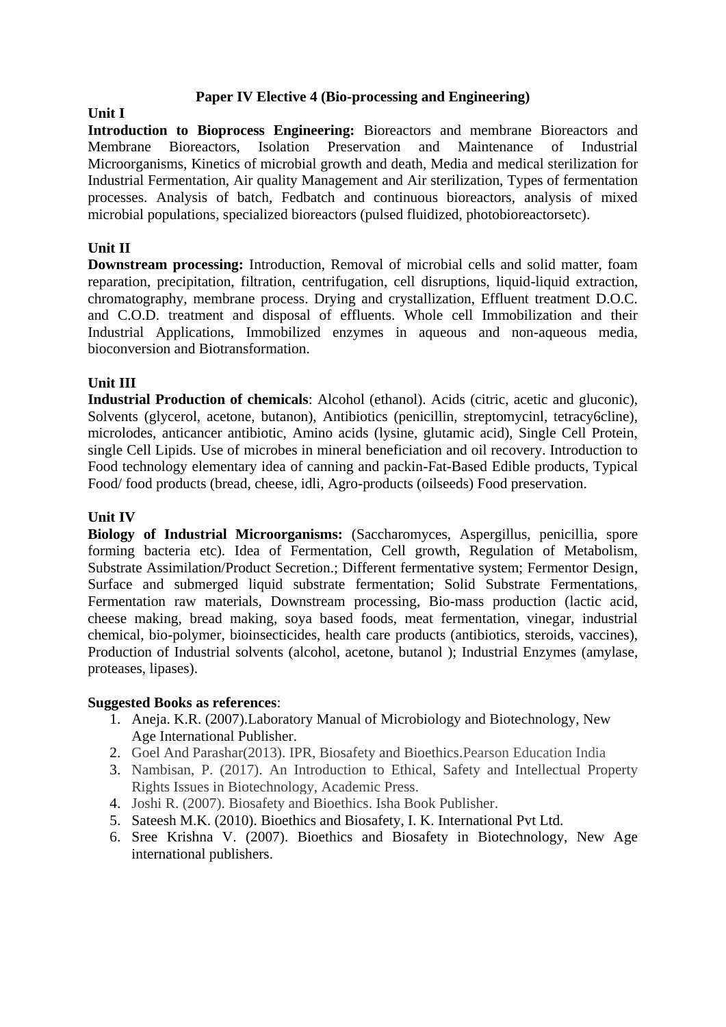### Paper IV Elective 4 (Bio-processing and Engineering)

**Unit I**

**Introduction to Bioprocess Engineering:** Bioreactors and membrane Bioreactors and Membrane Bioreactors, Isolation Preservation and Maintenance of Industrial Microorganisms, Kinetics of microbial growth and death, Media and medical sterilization for Industrial Fermentation, Air quality Management and Air sterilization, Types of fermentation processes. Analysis of batch, Fedbatch and continuous bioreactors, analysis of mixed microbial populations, specialized bioreactors (pulsed fluidized, photobioreactorsetc).

**Unit II**

**Downstream processing:** Introduction, Removal of microbial cells and solid matter, foam reparation, precipitation, filtration, centrifugation, cell disruptions, liquid-liquid extraction, chromatography, membrane process. Drying and crystallization, Effluent treatment D.O.C. and C.O.D. treatment and disposal of effluents. Whole cell Immobilization and their Industrial Applications, Immobilized enzymes in aqueous and non-aqueous media, bioconversion and Biotransformation.

**Unit III**

**Industrial Production of chemicals**: Alcohol (ethanol). Acids (citric, acetic and gluconic), Solvents (glycerol, acetone, butanon), Antibiotics (penicillin, streptomycinl, tetracy6cline), microlodes, anticancer antibiotic, Amino acids (lysine, glutamic acid), Single Cell Protein, single Cell Lipids. Use of microbes in mineral beneficiation and oil recovery. Introduction to Food technology elementary idea of canning and packin-Fat-Based Edible products, Typical Food/ food products (bread, cheese, idli, Agro-products (oilseeds) Food preservation.

**Unit IV**

**Biology of Industrial Microorganisms:** (Saccharomyces, Aspergillus, penicillia, spore forming bacteria etc). Idea of Fermentation, Cell growth, Regulation of Metabolism, Substrate Assimilation/Product Secretion.; Different fermentative system; Fermentor Design, Surface and submerged liquid substrate fermentation; Solid Substrate Fermentations, Fermentation raw materials, Downstream processing, Bio-mass production (lactic acid, cheese making, bread making, soya based foods, meat fermentation, vinegar, industrial chemical, bio-polymer, bioinsecticides, health care products (antibiotics, steroids, vaccines), Production of Industrial solvents (alcohol, acetone, butanol ); Industrial Enzymes (amylase, proteases, lipases).

**Suggested Books as references**:

1. Aneja. K.R. (2007).Laboratory Manual of Microbiology and Biotechnology, New Age International Publisher.
2. Goel And Parashar(2013). IPR, Biosafety and Bioethics.Pearson Education India
3. Nambisan, P. (2017). An Introduction to Ethical, Safety and Intellectual Property Rights Issues in Biotechnology, Academic Press.
4. Joshi R. (2007). Biosafety and Bioethics. Isha Book Publisher.
5. Sateesh M.K. (2010). Bioethics and Biosafety, I. K. International Pvt Ltd.
6. Sree Krishna V. (2007). Bioethics and Biosafety in Biotechnology, New Age international publishers.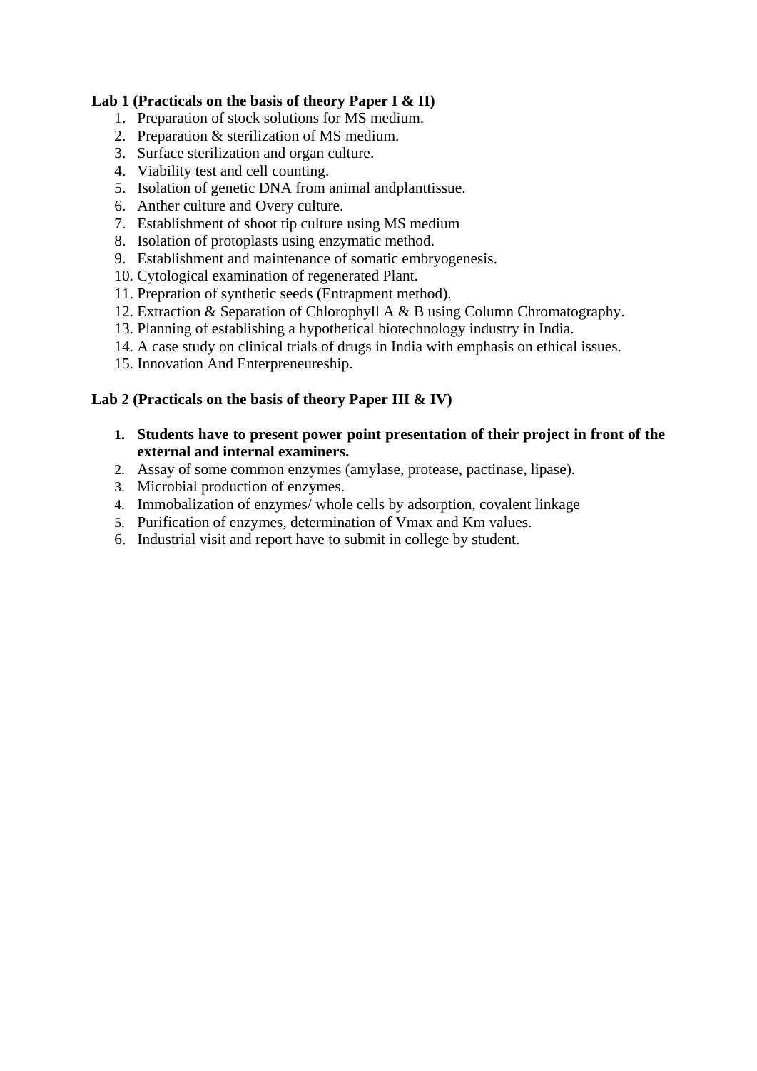**Lab 1 (Practicals on the basis of theory Paper I & II)**

1. Preparation of stock solutions for MS medium.
2. Preparation & sterilization of MS medium.
3. Surface sterilization and organ culture.
4. Viability test and cell counting.
5. Isolation of genetic DNA from animal andplanttissue.
6. Anther culture and Overy culture.
7. Establishment of shoot tip culture using MS medium
8. Isolation of protoplasts using enzymatic method.
9. Establishment and maintenance of somatic embryogenesis.
10. Cytological examination of regenerated Plant.
11. Prepration of synthetic seeds (Entrapment method).
12. Extraction & Separation of Chlorophyll A & B using Column Chromatography.
13. Planning of establishing a hypothetical biotechnology industry in India.
14. A case study on clinical trials of drugs in India with emphasis on ethical issues.
15. Innovation And Enterpreneureship.

**Lab 2 (Practicals on the basis of theory Paper III & IV)**

1. **Students have to present power point presentation of their project in front of the external and internal examiners.**
2. Assay of some common enzymes (amylase, protease, pactinase, lipase).
3. Microbial production of enzymes.
4. Immobalization of enzymes/ whole cells by adsorption, covalent linkage
5. Purification of enzymes, determination of Vmax and Km values.
6. Industrial visit and report have to submit in college by student.